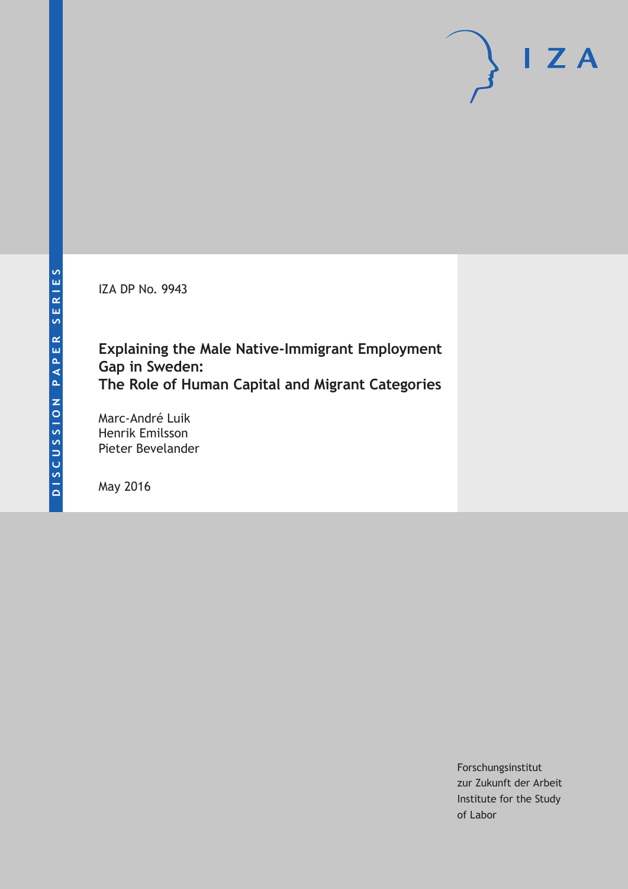IZA DP No. 9943

# Explaining the Male Native-Immigrant Employment Gap in Sweden: The Role of Human Capital and Migrant Categories

Marc-André Luik
Henrik Emilsson
Pieter Bevelander

May 2016

Forschungsinstitut
zur Zukunft der Arbeit
Institute for the Study
of Labor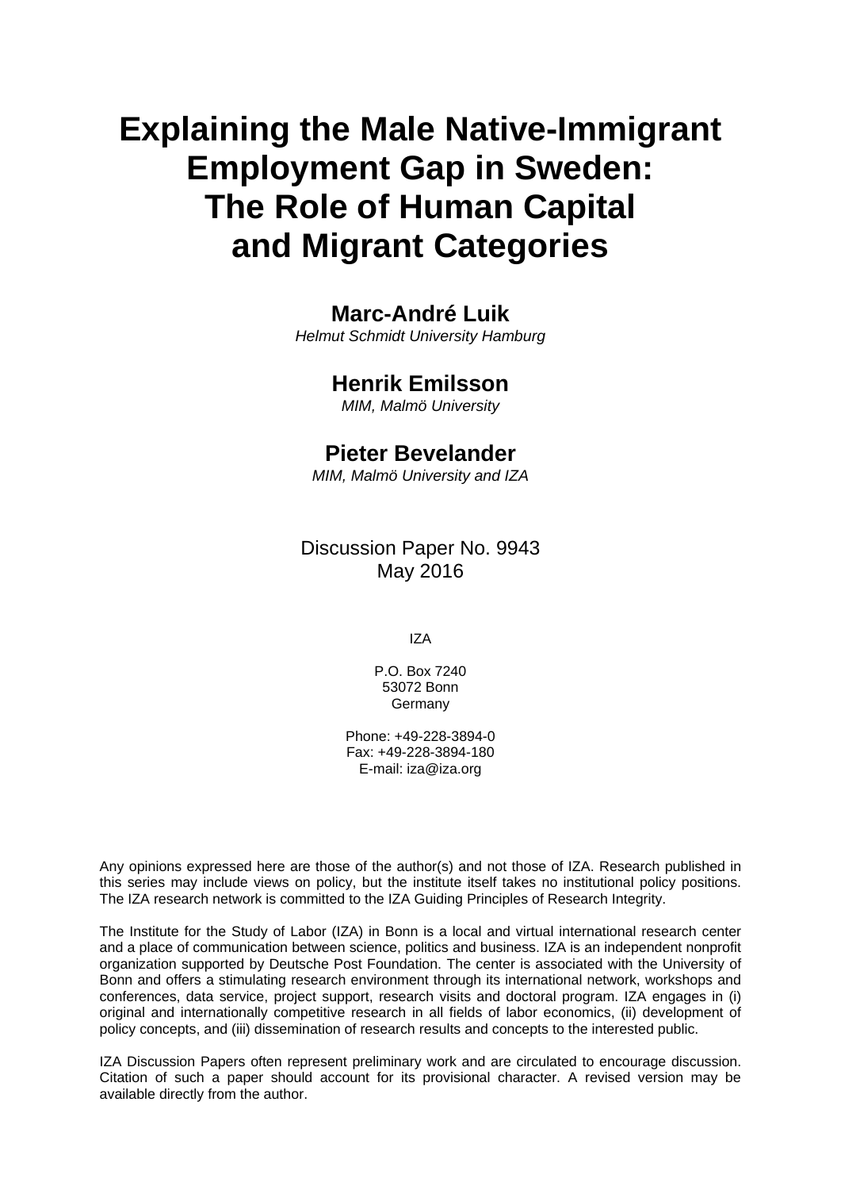# Explaining the Male Native-Immigrant Employment Gap in Sweden: The Role of Human Capital and Migrant Categories

**Marc-André Luik**
*Helmut Schmidt University Hamburg*

**Henrik Emilsson**
*MIM, Malmö University*

**Pieter Bevelander**
*MIM, Malmö University and IZA*

Discussion Paper No. 9943
May 2016

IZA

P.O. Box 7240
53072 Bonn
Germany

Phone: +49-228-3894-0
Fax: +49-228-3894-180
E-mail: iza@iza.org

Any opinions expressed here are those of the author(s) and not those of IZA. Research published in this series may include views on policy, but the institute itself takes no institutional policy positions. The IZA research network is committed to the IZA Guiding Principles of Research Integrity.

The Institute for the Study of Labor (IZA) in Bonn is a local and virtual international research center and a place of communication between science, politics and business. IZA is an independent nonprofit organization supported by Deutsche Post Foundation. The center is associated with the University of Bonn and offers a stimulating research environment through its international network, workshops and conferences, data service, project support, research visits and doctoral program. IZA engages in (i) original and internationally competitive research in all fields of labor economics, (ii) development of policy concepts, and (iii) dissemination of research results and concepts to the interested public.

IZA Discussion Papers often represent preliminary work and are circulated to encourage discussion. Citation of such a paper should account for its provisional character. A revised version may be available directly from the author.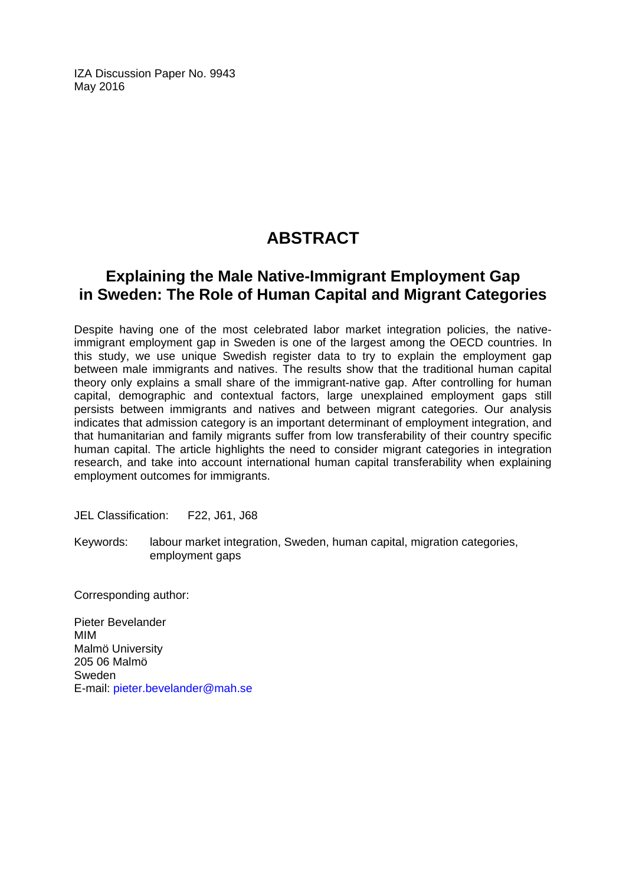IZA Discussion Paper No. 9943
May 2016

# ABSTRACT

## Explaining the Male Native-Immigrant Employment Gap in Sweden: The Role of Human Capital and Migrant Categories

Despite having one of the most celebrated labor market integration policies, the native-immigrant employment gap in Sweden is one of the largest among the OECD countries. In this study, we use unique Swedish register data to try to explain the employment gap between male immigrants and natives. The results show that the traditional human capital theory only explains a small share of the immigrant-native gap. After controlling for human capital, demographic and contextual factors, large unexplained employment gaps still persists between immigrants and natives and between migrant categories. Our analysis indicates that admission category is an important determinant of employment integration, and that humanitarian and family migrants suffer from low transferability of their country specific human capital. The article highlights the need to consider migrant categories in integration research, and take into account international human capital transferability when explaining employment outcomes for immigrants.

JEL Classification: F22, J61, J68

Keywords: labour market integration, Sweden, human capital, migration categories, employment gaps

Corresponding author:

Pieter Bevelander
MIM
Malmö University
205 06 Malmö
Sweden
E-mail: pieter.bevelander@mah.se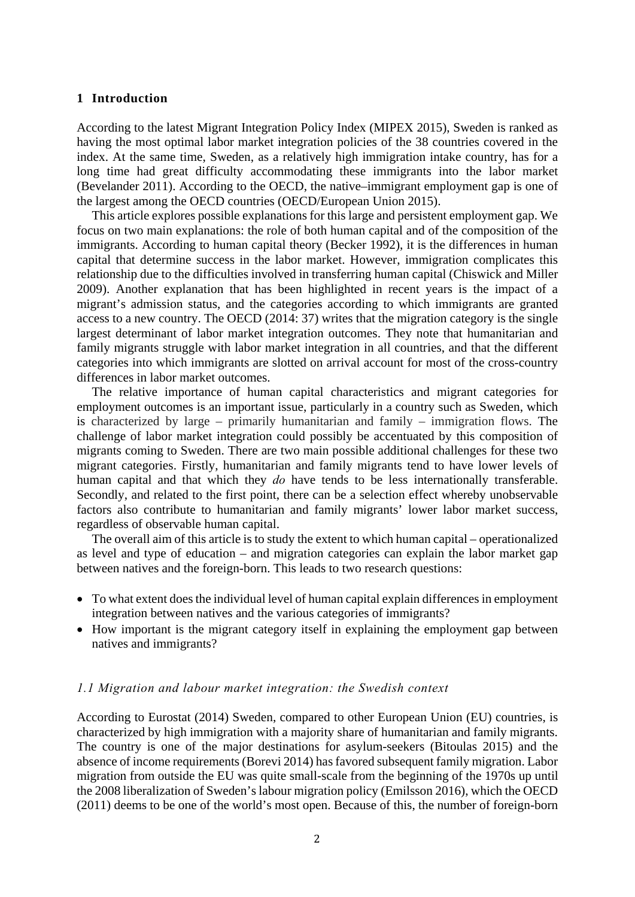## 1 Introduction

According to the latest Migrant Integration Policy Index (MIPEX 2015), Sweden is ranked as having the most optimal labor market integration policies of the 38 countries covered in the index. At the same time, Sweden, as a relatively high immigration intake country, has for a long time had great difficulty accommodating these immigrants into the labor market (Bevelander 2011). According to the OECD, the native–immigrant employment gap is one of the largest among the OECD countries (OECD/European Union 2015).

This article explores possible explanations for this large and persistent employment gap. We focus on two main explanations: the role of both human capital and of the composition of the immigrants. According to human capital theory (Becker 1992), it is the differences in human capital that determine success in the labor market. However, immigration complicates this relationship due to the difficulties involved in transferring human capital (Chiswick and Miller 2009). Another explanation that has been highlighted in recent years is the impact of a migrant's admission status, and the categories according to which immigrants are granted access to a new country. The OECD (2014: 37) writes that the migration category is the single largest determinant of labor market integration outcomes. They note that humanitarian and family migrants struggle with labor market integration in all countries, and that the different categories into which immigrants are slotted on arrival account for most of the cross-country differences in labor market outcomes.

The relative importance of human capital characteristics and migrant categories for employment outcomes is an important issue, particularly in a country such as Sweden, which is characterized by large – primarily humanitarian and family – immigration flows. The challenge of labor market integration could possibly be accentuated by this composition of migrants coming to Sweden. There are two main possible additional challenges for these two migrant categories. Firstly, humanitarian and family migrants tend to have lower levels of human capital and that which they *do* have tends to be less internationally transferable. Secondly, and related to the first point, there can be a selection effect whereby unobservable factors also contribute to humanitarian and family migrants' lower labor market success, regardless of observable human capital.

The overall aim of this article is to study the extent to which human capital – operationalized as level and type of education – and migration categories can explain the labor market gap between natives and the foreign-born. This leads to two research questions:

- To what extent does the individual level of human capital explain differences in employment integration between natives and the various categories of immigrants?
- How important is the migrant category itself in explaining the employment gap between natives and immigrants?

### *1.1 Migration and labour market integration: the Swedish context*

According to Eurostat (2014) Sweden, compared to other European Union (EU) countries, is characterized by high immigration with a majority share of humanitarian and family migrants. The country is one of the major destinations for asylum-seekers (Bitoulas 2015) and the absence of income requirements (Borevi 2014) has favored subsequent family migration. Labor migration from outside the EU was quite small-scale from the beginning of the 1970s up until the 2008 liberalization of Sweden's labour migration policy (Emilsson 2016), which the OECD (2011) deems to be one of the world's most open. Because of this, the number of foreign-born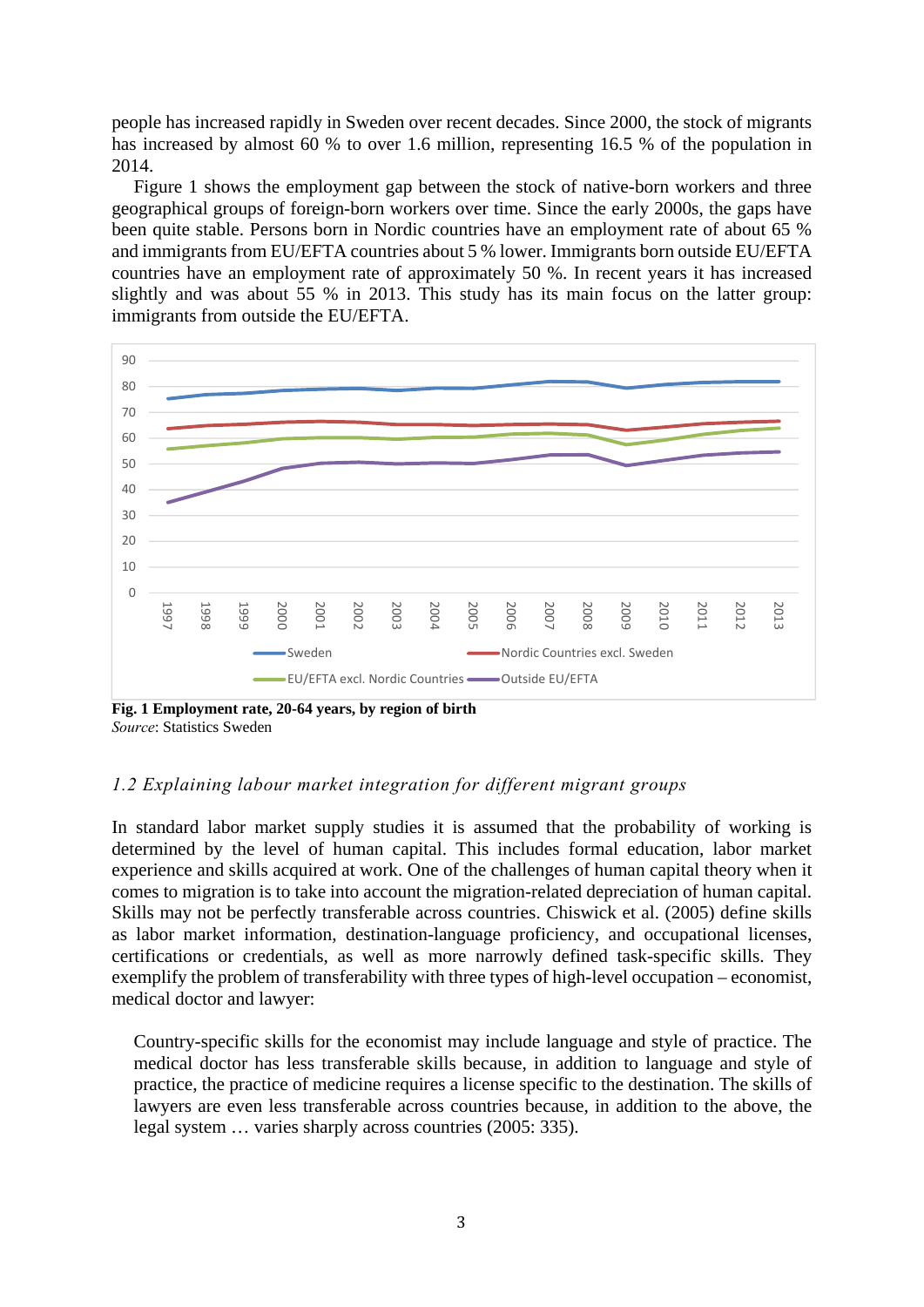people has increased rapidly in Sweden over recent decades. Since 2000, the stock of migrants has increased by almost 60 % to over 1.6 million, representing 16.5 % of the population in 2014.

Figure 1 shows the employment gap between the stock of native-born workers and three geographical groups of foreign-born workers over time. Since the early 2000s, the gaps have been quite stable. Persons born in Nordic countries have an employment rate of about 65 % and immigrants from EU/EFTA countries about 5 % lower. Immigrants born outside EU/EFTA countries have an employment rate of approximately 50 %. In recent years it has increased slightly and was about 55 % in 2013. This study has its main focus on the latter group: immigrants from outside the EU/EFTA.

**Fig. 1 Employment rate, 20-64 years, by region of birth**
*Source*: Statistics Sweden

### *1.2 Explaining labour market integration for different migrant groups*

In standard labor market supply studies it is assumed that the probability of working is determined by the level of human capital. This includes formal education, labor market experience and skills acquired at work. One of the challenges of human capital theory when it comes to migration is to take into account the migration-related depreciation of human capital. Skills may not be perfectly transferable across countries. Chiswick et al. (2005) define skills as labor market information, destination-language proficiency, and occupational licenses, certifications or credentials, as well as more narrowly defined task-specific skills. They exemplify the problem of transferability with three types of high-level occupation – economist, medical doctor and lawyer:

> Country-specific skills for the economist may include language and style of practice. The medical doctor has less transferable skills because, in addition to language and style of practice, the practice of medicine requires a license specific to the destination. The skills of lawyers are even less transferable across countries because, in addition to the above, the legal system … varies sharply across countries (2005: 335).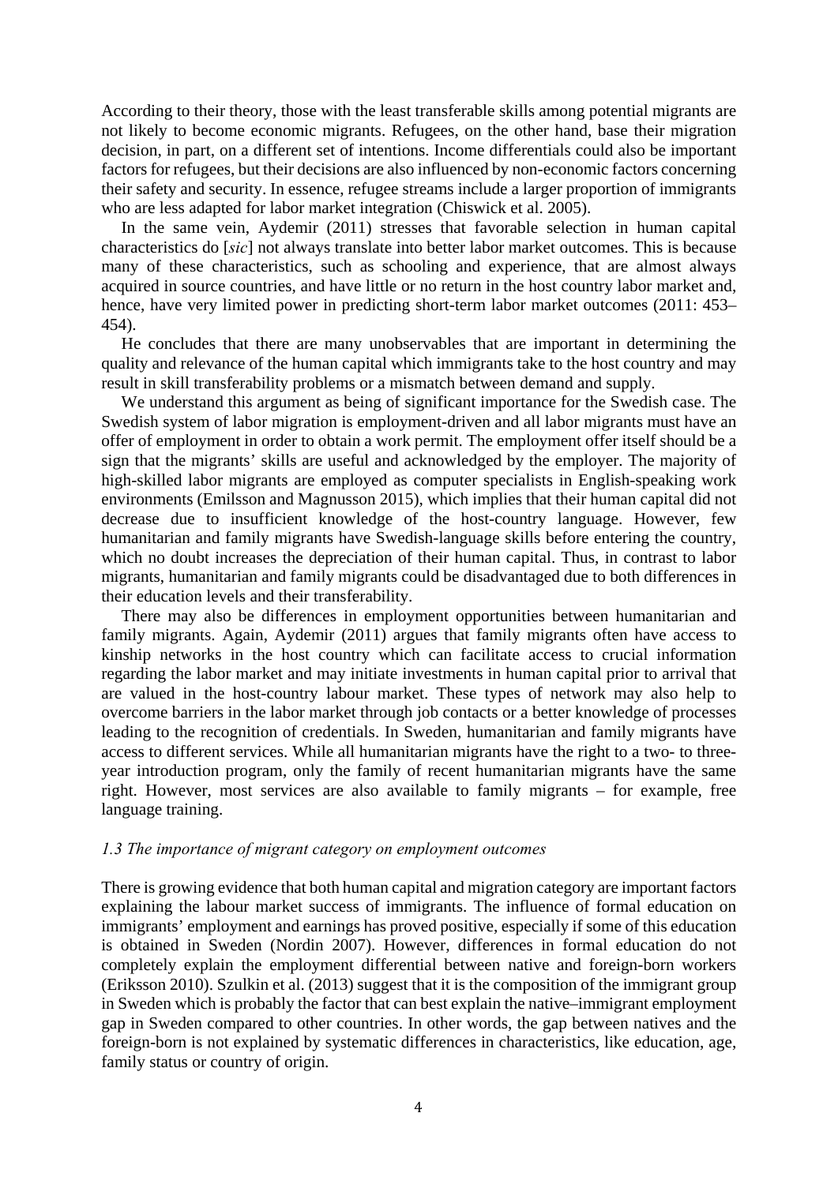According to their theory, those with the least transferable skills among potential migrants are not likely to become economic migrants. Refugees, on the other hand, base their migration decision, in part, on a different set of intentions. Income differentials could also be important factors for refugees, but their decisions are also influenced by non-economic factors concerning their safety and security. In essence, refugee streams include a larger proportion of immigrants who are less adapted for labor market integration (Chiswick et al. 2005).

In the same vein, Aydemir (2011) stresses that favorable selection in human capital characteristics do [*sic*] not always translate into better labor market outcomes. This is because many of these characteristics, such as schooling and experience, that are almost always acquired in source countries, and have little or no return in the host country labor market and, hence, have very limited power in predicting short-term labor market outcomes (2011: 453–454).

He concludes that there are many unobservables that are important in determining the quality and relevance of the human capital which immigrants take to the host country and may result in skill transferability problems or a mismatch between demand and supply.

We understand this argument as being of significant importance for the Swedish case. The Swedish system of labor migration is employment-driven and all labor migrants must have an offer of employment in order to obtain a work permit. The employment offer itself should be a sign that the migrants' skills are useful and acknowledged by the employer. The majority of high-skilled labor migrants are employed as computer specialists in English-speaking work environments (Emilsson and Magnusson 2015), which implies that their human capital did not decrease due to insufficient knowledge of the host-country language. However, few humanitarian and family migrants have Swedish-language skills before entering the country, which no doubt increases the depreciation of their human capital. Thus, in contrast to labor migrants, humanitarian and family migrants could be disadvantaged due to both differences in their education levels and their transferability.

There may also be differences in employment opportunities between humanitarian and family migrants. Again, Aydemir (2011) argues that family migrants often have access to kinship networks in the host country which can facilitate access to crucial information regarding the labor market and may initiate investments in human capital prior to arrival that are valued in the host-country labour market. These types of network may also help to overcome barriers in the labor market through job contacts or a better knowledge of processes leading to the recognition of credentials. In Sweden, humanitarian and family migrants have access to different services. While all humanitarian migrants have the right to a two- to three-year introduction program, only the family of recent humanitarian migrants have the same right. However, most services are also available to family migrants – for example, free language training.

### *1.3 The importance of migrant category on employment outcomes*

There is growing evidence that both human capital and migration category are important factors explaining the labour market success of immigrants. The influence of formal education on immigrants' employment and earnings has proved positive, especially if some of this education is obtained in Sweden (Nordin 2007). However, differences in formal education do not completely explain the employment differential between native and foreign-born workers (Eriksson 2010). Szulkin et al. (2013) suggest that it is the composition of the immigrant group in Sweden which is probably the factor that can best explain the native–immigrant employment gap in Sweden compared to other countries. In other words, the gap between natives and the foreign-born is not explained by systematic differences in characteristics, like education, age, family status or country of origin.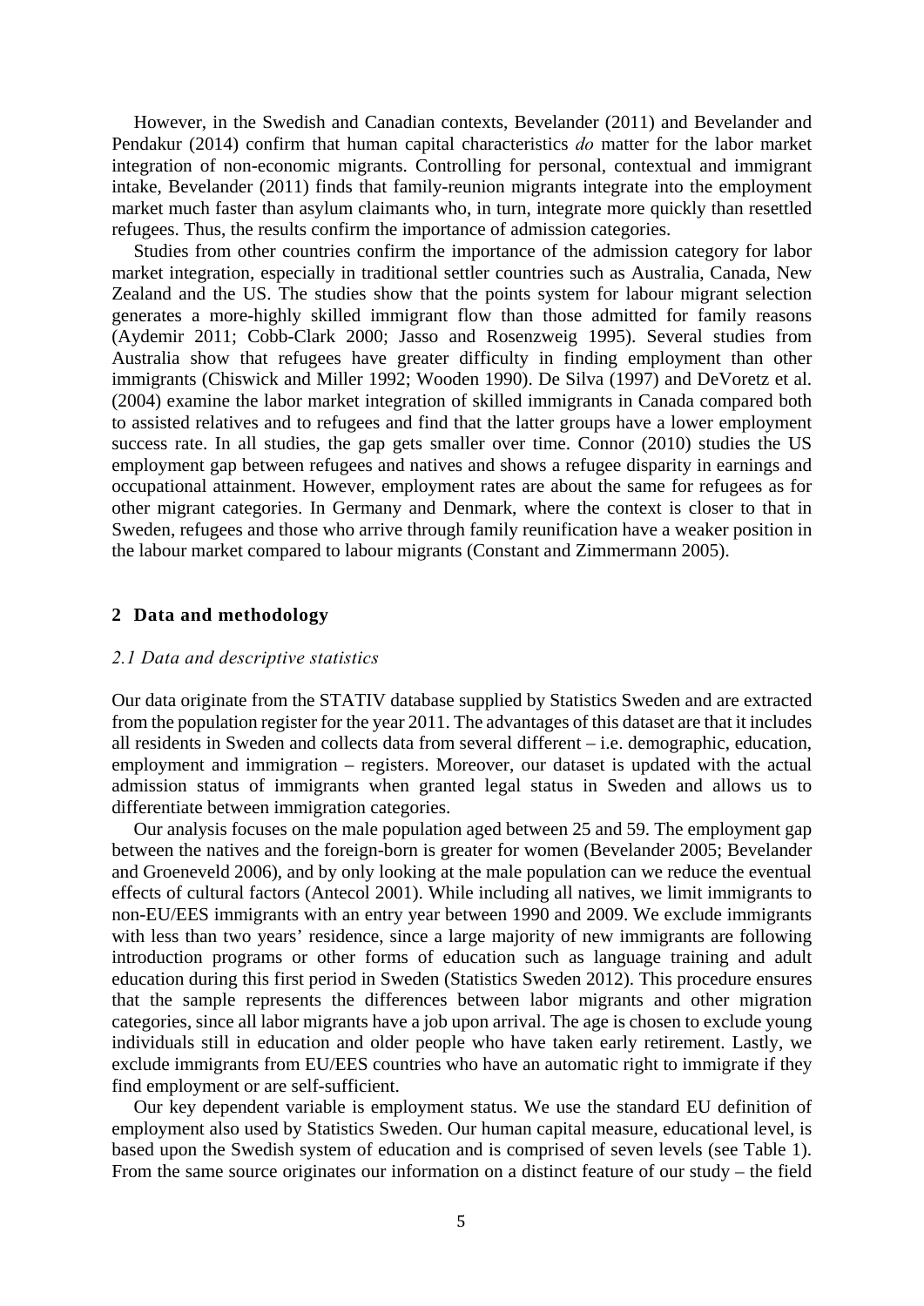However, in the Swedish and Canadian contexts, Bevelander (2011) and Bevelander and Pendakur (2014) confirm that human capital characteristics *do* matter for the labor market integration of non-economic migrants. Controlling for personal, contextual and immigrant intake, Bevelander (2011) finds that family-reunion migrants integrate into the employment market much faster than asylum claimants who, in turn, integrate more quickly than resettled refugees. Thus, the results confirm the importance of admission categories.

Studies from other countries confirm the importance of the admission category for labor market integration, especially in traditional settler countries such as Australia, Canada, New Zealand and the US. The studies show that the points system for labour migrant selection generates a more-highly skilled immigrant flow than those admitted for family reasons (Aydemir 2011; Cobb-Clark 2000; Jasso and Rosenzweig 1995). Several studies from Australia show that refugees have greater difficulty in finding employment than other immigrants (Chiswick and Miller 1992; Wooden 1990). De Silva (1997) and DeVoretz et al. (2004) examine the labor market integration of skilled immigrants in Canada compared both to assisted relatives and to refugees and find that the latter groups have a lower employment success rate. In all studies, the gap gets smaller over time. Connor (2010) studies the US employment gap between refugees and natives and shows a refugee disparity in earnings and occupational attainment. However, employment rates are about the same for refugees as for other migrant categories. In Germany and Denmark, where the context is closer to that in Sweden, refugees and those who arrive through family reunification have a weaker position in the labour market compared to labour migrants (Constant and Zimmermann 2005).

## 2 Data and methodology

### *2.1 Data and descriptive statistics*

Our data originate from the STATIV database supplied by Statistics Sweden and are extracted from the population register for the year 2011. The advantages of this dataset are that it includes all residents in Sweden and collects data from several different – i.e. demographic, education, employment and immigration – registers. Moreover, our dataset is updated with the actual admission status of immigrants when granted legal status in Sweden and allows us to differentiate between immigration categories.

Our analysis focuses on the male population aged between 25 and 59. The employment gap between the natives and the foreign-born is greater for women (Bevelander 2005; Bevelander and Groeneveld 2006), and by only looking at the male population can we reduce the eventual effects of cultural factors (Antecol 2001). While including all natives, we limit immigrants to non-EU/EES immigrants with an entry year between 1990 and 2009. We exclude immigrants with less than two years' residence, since a large majority of new immigrants are following introduction programs or other forms of education such as language training and adult education during this first period in Sweden (Statistics Sweden 2012). This procedure ensures that the sample represents the differences between labor migrants and other migration categories, since all labor migrants have a job upon arrival. The age is chosen to exclude young individuals still in education and older people who have taken early retirement. Lastly, we exclude immigrants from EU/EES countries who have an automatic right to immigrate if they find employment or are self-sufficient.

Our key dependent variable is employment status. We use the standard EU definition of employment also used by Statistics Sweden. Our human capital measure, educational level, is based upon the Swedish system of education and is comprised of seven levels (see Table 1). From the same source originates our information on a distinct feature of our study – the field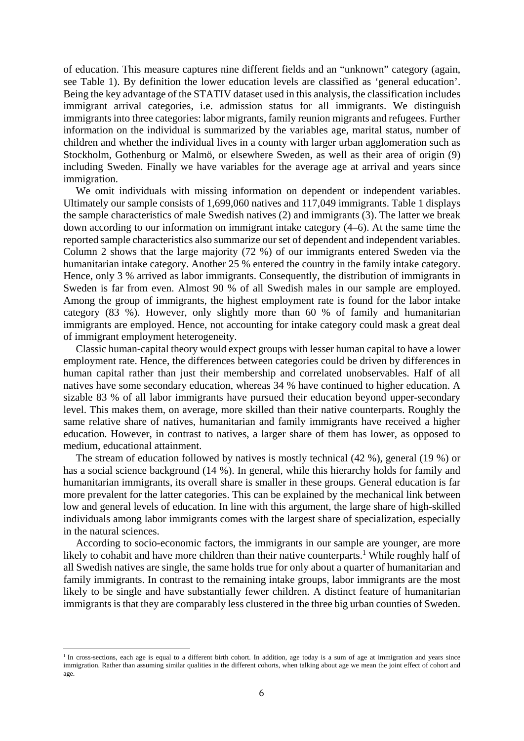of education. This measure captures nine different fields and an "unknown" category (again, see Table 1). By definition the lower education levels are classified as 'general education'. Being the key advantage of the STATIV dataset used in this analysis, the classification includes immigrant arrival categories, i.e. admission status for all immigrants. We distinguish immigrants into three categories: labor migrants, family reunion migrants and refugees. Further information on the individual is summarized by the variables age, marital status, number of children and whether the individual lives in a county with larger urban agglomeration such as Stockholm, Gothenburg or Malmö, or elsewhere Sweden, as well as their area of origin (9) including Sweden. Finally we have variables for the average age at arrival and years since immigration.

We omit individuals with missing information on dependent or independent variables. Ultimately our sample consists of 1,699,060 natives and 117,049 immigrants. Table 1 displays the sample characteristics of male Swedish natives (2) and immigrants (3). The latter we break down according to our information on immigrant intake category (4–6). At the same time the reported sample characteristics also summarize our set of dependent and independent variables. Column 2 shows that the large majority (72 %) of our immigrants entered Sweden via the humanitarian intake category. Another 25 % entered the country in the family intake category. Hence, only 3 % arrived as labor immigrants. Consequently, the distribution of immigrants in Sweden is far from even. Almost 90 % of all Swedish males in our sample are employed. Among the group of immigrants, the highest employment rate is found for the labor intake category (83 %). However, only slightly more than 60 % of family and humanitarian immigrants are employed. Hence, not accounting for intake category could mask a great deal of immigrant employment heterogeneity.

Classic human-capital theory would expect groups with lesser human capital to have a lower employment rate. Hence, the differences between categories could be driven by differences in human capital rather than just their membership and correlated unobservables. Half of all natives have some secondary education, whereas 34 % have continued to higher education. A sizable 83 % of all labor immigrants have pursued their education beyond upper-secondary level. This makes them, on average, more skilled than their native counterparts. Roughly the same relative share of natives, humanitarian and family immigrants have received a higher education. However, in contrast to natives, a larger share of them has lower, as opposed to medium, educational attainment.

The stream of education followed by natives is mostly technical (42 %), general (19 %) or has a social science background (14 %). In general, while this hierarchy holds for family and humanitarian immigrants, its overall share is smaller in these groups. General education is far more prevalent for the latter categories. This can be explained by the mechanical link between low and general levels of education. In line with this argument, the large share of high-skilled individuals among labor immigrants comes with the largest share of specialization, especially in the natural sciences.

According to socio-economic factors, the immigrants in our sample are younger, are more likely to cohabit and have more children than their native counterparts.[1] While roughly half of all Swedish natives are single, the same holds true for only about a quarter of humanitarian and family immigrants. In contrast to the remaining intake groups, labor immigrants are the most likely to be single and have substantially fewer children. A distinct feature of humanitarian immigrants is that they are comparably less clustered in the three big urban counties of Sweden.

[1] In cross-sections, each age is equal to a different birth cohort. In addition, age today is a sum of age at immigration and years since immigration. Rather than assuming similar qualities in the different cohorts, when talking about age we mean the joint effect of cohort and age.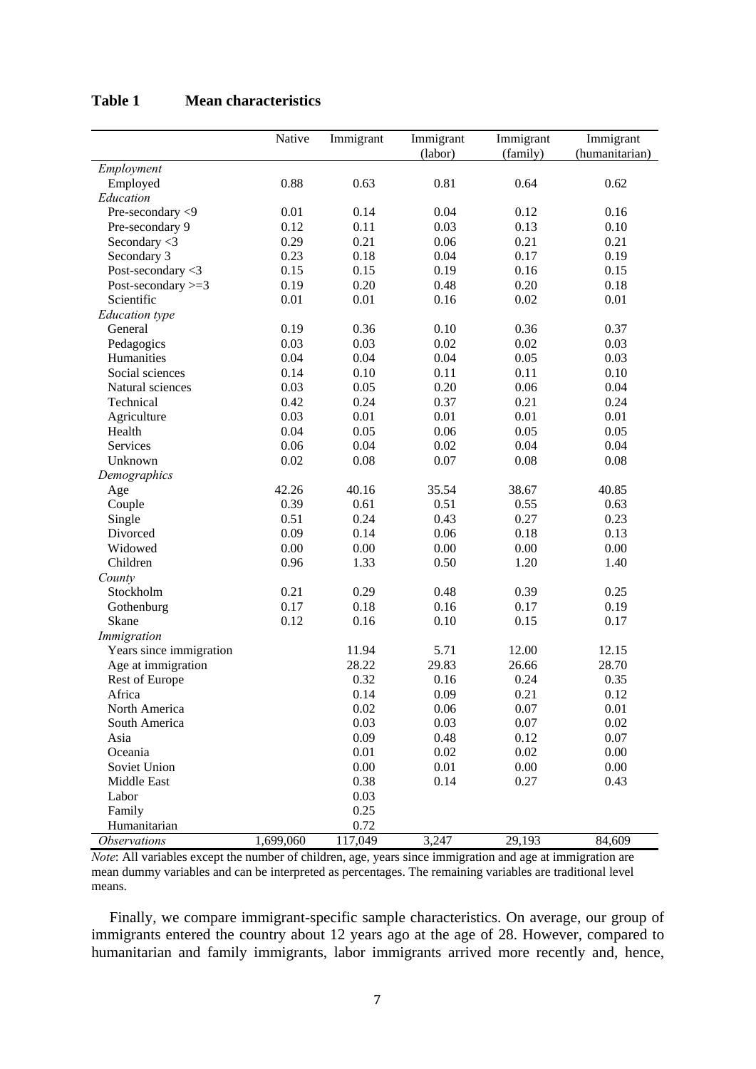**Table 1 Mean characteristics**

| | Native | Immigrant | Immigrant (labor) | Immigrant (family) | Immigrant (humanitarian) |
|---|---|---|---|---|---|
| *Employment* | | | | | |
| Employed | 0.88 | 0.63 | 0.81 | 0.64 | 0.62 |
| *Education* | | | | | |
| Pre-secondary <9 | 0.01 | 0.14 | 0.04 | 0.12 | 0.16 |
| Pre-secondary 9 | 0.12 | 0.11 | 0.03 | 0.13 | 0.10 |
| Secondary <3 | 0.29 | 0.21 | 0.06 | 0.21 | 0.21 |
| Secondary 3 | 0.23 | 0.18 | 0.04 | 0.17 | 0.19 |
| Post-secondary <3 | 0.15 | 0.15 | 0.19 | 0.16 | 0.15 |
| Post-secondary >=3 | 0.19 | 0.20 | 0.48 | 0.20 | 0.18 |
| Scientific | 0.01 | 0.01 | 0.16 | 0.02 | 0.01 |
| *Education type* | | | | | |
| General | 0.19 | 0.36 | 0.10 | 0.36 | 0.37 |
| Pedagogics | 0.03 | 0.03 | 0.02 | 0.02 | 0.03 |
| Humanities | 0.04 | 0.04 | 0.04 | 0.05 | 0.03 |
| Social sciences | 0.14 | 0.10 | 0.11 | 0.11 | 0.10 |
| Natural sciences | 0.03 | 0.05 | 0.20 | 0.06 | 0.04 |
| Technical | 0.42 | 0.24 | 0.37 | 0.21 | 0.24 |
| Agriculture | 0.03 | 0.01 | 0.01 | 0.01 | 0.01 |
| Health | 0.04 | 0.05 | 0.06 | 0.05 | 0.05 |
| Services | 0.06 | 0.04 | 0.02 | 0.04 | 0.04 |
| Unknown | 0.02 | 0.08 | 0.07 | 0.08 | 0.08 |
| *Demographics* | | | | | |
| Age | 42.26 | 40.16 | 35.54 | 38.67 | 40.85 |
| Couple | 0.39 | 0.61 | 0.51 | 0.55 | 0.63 |
| Single | 0.51 | 0.24 | 0.43 | 0.27 | 0.23 |
| Divorced | 0.09 | 0.14 | 0.06 | 0.18 | 0.13 |
| Widowed | 0.00 | 0.00 | 0.00 | 0.00 | 0.00 |
| Children | 0.96 | 1.33 | 0.50 | 1.20 | 1.40 |
| *County* | | | | | |
| Stockholm | 0.21 | 0.29 | 0.48 | 0.39 | 0.25 |
| Gothenburg | 0.17 | 0.18 | 0.16 | 0.17 | 0.19 |
| Skane | 0.12 | 0.16 | 0.10 | 0.15 | 0.17 |
| *Immigration* | | | | | |
| Years since immigration | | 11.94 | 5.71 | 12.00 | 12.15 |
| Age at immigration | | 28.22 | 29.83 | 26.66 | 28.70 |
| Rest of Europe | | 0.32 | 0.16 | 0.24 | 0.35 |
| Africa | | 0.14 | 0.09 | 0.21 | 0.12 |
| North America | | 0.02 | 0.06 | 0.07 | 0.01 |
| South America | | 0.03 | 0.03 | 0.07 | 0.02 |
| Asia | | 0.09 | 0.48 | 0.12 | 0.07 |
| Oceania | | 0.01 | 0.02 | 0.02 | 0.00 |
| Soviet Union | | 0.00 | 0.01 | 0.00 | 0.00 |
| Middle East | | 0.38 | 0.14 | 0.27 | 0.43 |
| Labor | | 0.03 | | | |
| Family | | 0.25 | | | |
| Humanitarian | | 0.72 | | | |
| *Observations* | 1,699,060 | 117,049 | 3,247 | 29,193 | 84,609 |

*Note*: All variables except the number of children, age, years since immigration and age at immigration are mean dummy variables and can be interpreted as percentages. The remaining variables are traditional level means.

Finally, we compare immigrant-specific sample characteristics. On average, our group of immigrants entered the country about 12 years ago at the age of 28. However, compared to humanitarian and family immigrants, labor immigrants arrived more recently and, hence,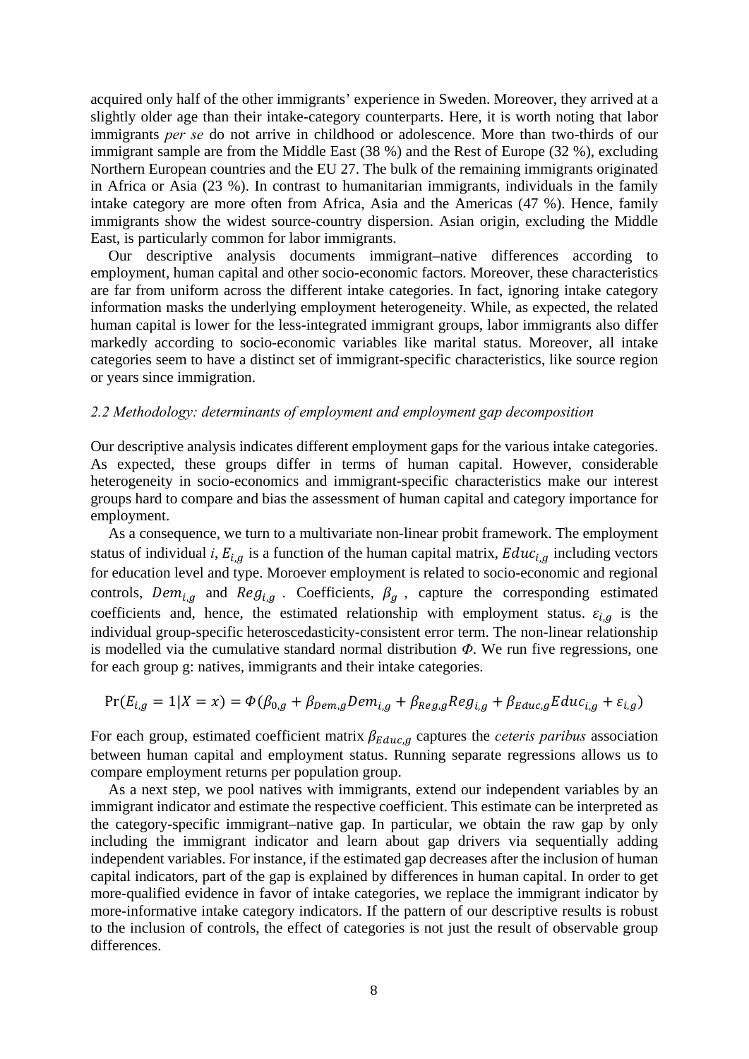acquired only half of the other immigrants' experience in Sweden. Moreover, they arrived at a slightly older age than their intake-category counterparts. Here, it is worth noting that labor immigrants *per se* do not arrive in childhood or adolescence. More than two-thirds of our immigrant sample are from the Middle East (38 %) and the Rest of Europe (32 %), excluding Northern European countries and the EU 27. The bulk of the remaining immigrants originated in Africa or Asia (23 %). In contrast to humanitarian immigrants, individuals in the family intake category are more often from Africa, Asia and the Americas (47 %). Hence, family immigrants show the widest source-country dispersion. Asian origin, excluding the Middle East, is particularly common for labor immigrants.

Our descriptive analysis documents immigrant–native differences according to employment, human capital and other socio-economic factors. Moreover, these characteristics are far from uniform across the different intake categories. In fact, ignoring intake category information masks the underlying employment heterogeneity. While, as expected, the related human capital is lower for the less-integrated immigrant groups, labor immigrants also differ markedly according to socio-economic variables like marital status. Moreover, all intake categories seem to have a distinct set of immigrant-specific characteristics, like source region or years since immigration.

### *2.2 Methodology: determinants of employment and employment gap decomposition*

Our descriptive analysis indicates different employment gaps for the various intake categories. As expected, these groups differ in terms of human capital. However, considerable heterogeneity in socio-economics and immigrant-specific characteristics make our interest groups hard to compare and bias the assessment of human capital and category importance for employment.

As a consequence, we turn to a multivariate non-linear probit framework. The employment status of individual *i*, $E_{i,g}$ is a function of the human capital matrix, $Educ_{i,g}$ including vectors for education level and type. Moroever employment is related to socio-economic and regional controls, $Dem_{i,g}$ and $Reg_{i,g}$ . Coefficients, $\beta_g$ , capture the corresponding estimated coefficients and, hence, the estimated relationship with employment status. $\varepsilon_{i,g}$ is the individual group-specific heteroscedasticity-consistent error term. The non-linear relationship is modelled via the cumulative standard normal distribution $\Phi$. We run five regressions, one for each group g: natives, immigrants and their intake categories.

$$\Pr(E_{i,g} = 1|X = x) = \Phi(\beta_{0,g} + \beta_{Dem,g}Dem_{i,g} + \beta_{Reg,g}Reg_{i,g} + \beta_{Educ,g}Educ_{i,g} + \varepsilon_{i,g})$$

For each group, estimated coefficient matrix $\beta_{Educ,g}$ captures the *ceteris paribus* association between human capital and employment status. Running separate regressions allows us to compare employment returns per population group.

As a next step, we pool natives with immigrants, extend our independent variables by an immigrant indicator and estimate the respective coefficient. This estimate can be interpreted as the category-specific immigrant–native gap. In particular, we obtain the raw gap by only including the immigrant indicator and learn about gap drivers via sequentially adding independent variables. For instance, if the estimated gap decreases after the inclusion of human capital indicators, part of the gap is explained by differences in human capital. In order to get more-qualified evidence in favor of intake categories, we replace the immigrant indicator by more-informative intake category indicators. If the pattern of our descriptive results is robust to the inclusion of controls, the effect of categories is not just the result of observable group differences.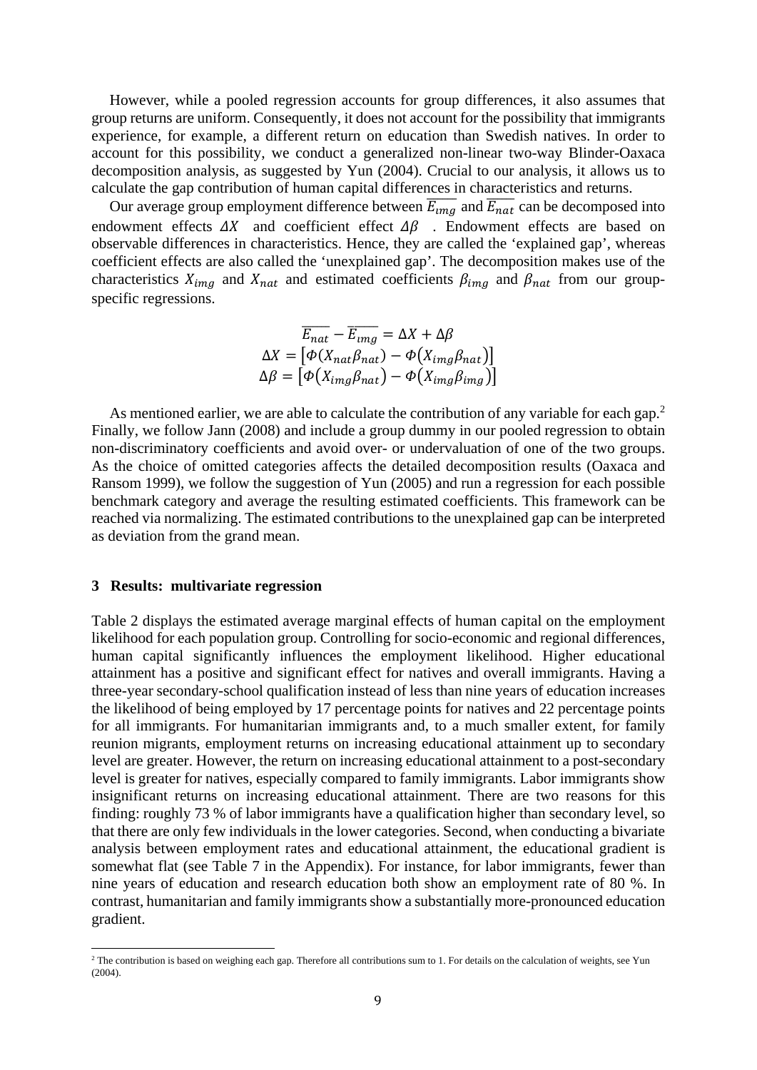However, while a pooled regression accounts for group differences, it also assumes that group returns are uniform. Consequently, it does not account for the possibility that immigrants experience, for example, a different return on education than Swedish natives. In order to account for this possibility, we conduct a generalized non-linear two-way Blinder-Oaxaca decomposition analysis, as suggested by Yun (2004). Crucial to our analysis, it allows us to calculate the gap contribution of human capital differences in characteristics and returns.

Our average group employment difference between $\overline{E_{img}}$ and $\overline{E_{nat}}$ can be decomposed into endowment effects $\Delta X$ and coefficient effect $\Delta\beta$. Endowment effects are based on observable differences in characteristics. Hence, they are called the 'explained gap', whereas coefficient effects are also called the 'unexplained gap'. The decomposition makes use of the characteristics $X_{img}$ and $X_{nat}$ and estimated coefficients $\beta_{img}$ and $\beta_{nat}$ from our group-specific regressions.

$$\overline{E_{nat}} - \overline{E_{img}} = \Delta X + \Delta\beta$$
$$\Delta X = \left[\Phi(X_{nat}\beta_{nat}) - \Phi(X_{img}\beta_{nat})\right]$$
$$\Delta\beta = \left[\Phi(X_{img}\beta_{nat}) - \Phi(X_{img}\beta_{img})\right]$$

As mentioned earlier, we are able to calculate the contribution of any variable for each gap.[2] Finally, we follow Jann (2008) and include a group dummy in our pooled regression to obtain non-discriminatory coefficients and avoid over- or undervaluation of one of the two groups. As the choice of omitted categories affects the detailed decomposition results (Oaxaca and Ransom 1999), we follow the suggestion of Yun (2005) and run a regression for each possible benchmark category and average the resulting estimated coefficients. This framework can be reached via normalizing. The estimated contributions to the unexplained gap can be interpreted as deviation from the grand mean.

## 3 Results: multivariate regression

Table 2 displays the estimated average marginal effects of human capital on the employment likelihood for each population group. Controlling for socio-economic and regional differences, human capital significantly influences the employment likelihood. Higher educational attainment has a positive and significant effect for natives and overall immigrants. Having a three-year secondary-school qualification instead of less than nine years of education increases the likelihood of being employed by 17 percentage points for natives and 22 percentage points for all immigrants. For humanitarian immigrants and, to a much smaller extent, for family reunion migrants, employment returns on increasing educational attainment up to secondary level are greater. However, the return on increasing educational attainment to a post-secondary level is greater for natives, especially compared to family immigrants. Labor immigrants show insignificant returns on increasing educational attainment. There are two reasons for this finding: roughly 73 % of labor immigrants have a qualification higher than secondary level, so that there are only few individuals in the lower categories. Second, when conducting a bivariate analysis between employment rates and educational attainment, the educational gradient is somewhat flat (see Table 7 in the Appendix). For instance, for labor immigrants, fewer than nine years of education and research education both show an employment rate of 80 %. In contrast, humanitarian and family immigrants show a substantially more-pronounced education gradient.

[2] The contribution is based on weighing each gap. Therefore all contributions sum to 1. For details on the calculation of weights, see Yun (2004).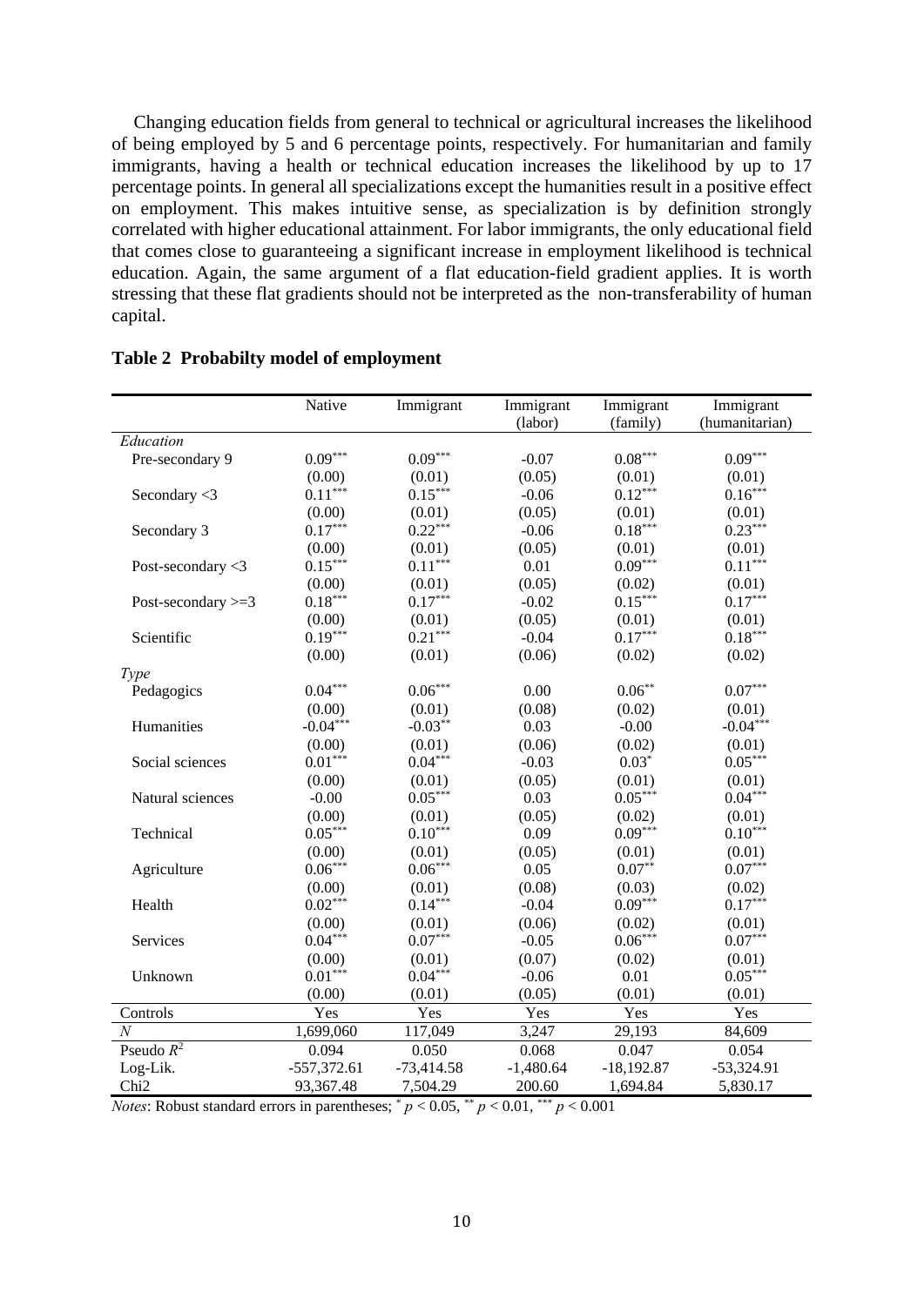Changing education fields from general to technical or agricultural increases the likelihood of being employed by 5 and 6 percentage points, respectively. For humanitarian and family immigrants, having a health or technical education increases the likelihood by up to 17 percentage points. In general all specializations except the humanities result in a positive effect on employment. This makes intuitive sense, as specialization is by definition strongly correlated with higher educational attainment. For labor immigrants, the only educational field that comes close to guaranteeing a significant increase in employment likelihood is technical education. Again, the same argument of a flat education-field gradient applies. It is worth stressing that these flat gradients should not be interpreted as the non-transferability of human capital.

**Table 2 Probabilty model of employment**

| | Native | Immigrant | Immigrant (labor) | Immigrant (family) | Immigrant (humanitarian) |
|---|---|---|---|---|---|
| *Education* | | | | | |
| Pre-secondary 9 | $0.09^{***}$ | $0.09^{***}$ | -0.07 | $0.08^{***}$ | $0.09^{***}$ |
| | (0.00) | (0.01) | (0.05) | (0.01) | (0.01) |
| Secondary <3 | $0.11^{***}$ | $0.15^{***}$ | -0.06 | $0.12^{***}$ | $0.16^{***}$ |
| | (0.00) | (0.01) | (0.05) | (0.01) | (0.01) |
| Secondary 3 | $0.17^{***}$ | $0.22^{***}$ | -0.06 | $0.18^{***}$ | $0.23^{***}$ |
| | (0.00) | (0.01) | (0.05) | (0.01) | (0.01) |
| Post-secondary <3 | $0.15^{***}$ | $0.11^{***}$ | 0.01 | $0.09^{***}$ | $0.11^{***}$ |
| | (0.00) | (0.01) | (0.05) | (0.02) | (0.01) |
| Post-secondary >=3 | $0.18^{***}$ | $0.17^{***}$ | -0.02 | $0.15^{***}$ | $0.17^{***}$ |
| | (0.00) | (0.01) | (0.05) | (0.01) | (0.01) |
| Scientific | $0.19^{***}$ | $0.21^{***}$ | -0.04 | $0.17^{***}$ | $0.18^{***}$ |
| | (0.00) | (0.01) | (0.06) | (0.02) | (0.02) |
| *Type* | | | | | |
| Pedagogics | $0.04^{***}$ | $0.06^{***}$ | 0.00 | $0.06^{**}$ | $0.07^{***}$ |
| | (0.00) | (0.01) | (0.08) | (0.02) | (0.01) |
| Humanities | $-0.04^{***}$ | $-0.03^{**}$ | 0.03 | -0.00 | $-0.04^{***}$ |
| | (0.00) | (0.01) | (0.06) | (0.02) | (0.01) |
| Social sciences | $0.01^{***}$ | $0.04^{***}$ | -0.03 | $0.03^{*}$ | $0.05^{***}$ |
| | (0.00) | (0.01) | (0.05) | (0.01) | (0.01) |
| Natural sciences | -0.00 | $0.05^{***}$ | 0.03 | $0.05^{***}$ | $0.04^{***}$ |
| | (0.00) | (0.01) | (0.05) | (0.02) | (0.01) |
| Technical | $0.05^{***}$ | $0.10^{***}$ | 0.09 | $0.09^{***}$ | $0.10^{***}$ |
| | (0.00) | (0.01) | (0.05) | (0.01) | (0.01) |
| Agriculture | $0.06^{***}$ | $0.06^{***}$ | 0.05 | $0.07^{**}$ | $0.07^{***}$ |
| | (0.00) | (0.01) | (0.08) | (0.03) | (0.02) |
| Health | $0.02^{***}$ | $0.14^{***}$ | -0.04 | $0.09^{***}$ | $0.17^{***}$ |
| | (0.00) | (0.01) | (0.06) | (0.02) | (0.01) |
| Services | $0.04^{***}$ | $0.07^{***}$ | -0.05 | $0.06^{***}$ | $0.07^{***}$ |
| | (0.00) | (0.01) | (0.07) | (0.02) | (0.01) |
| Unknown | $0.01^{***}$ | $0.04^{***}$ | -0.06 | 0.01 | $0.05^{***}$ |
| | (0.00) | (0.01) | (0.05) | (0.01) | (0.01) |
| Controls | Yes | Yes | Yes | Yes | Yes |
| $N$ | 1,699,060 | 117,049 | 3,247 | 29,193 | 84,609 |
| Pseudo $R^2$ | 0.094 | 0.050 | 0.068 | 0.047 | 0.054 |
| Log-Lik. | -557,372.61 | -73,414.58 | -1,480.64 | -18,192.87 | -53,324.91 |
| Chi2 | 93,367.48 | 7,504.29 | 200.60 | 1,694.84 | 5,830.17 |

*Notes*: Robust standard errors in parentheses; $^{*}$ $p < 0.05$, $^{**}$ $p < 0.01$, $^{***}$ $p < 0.001$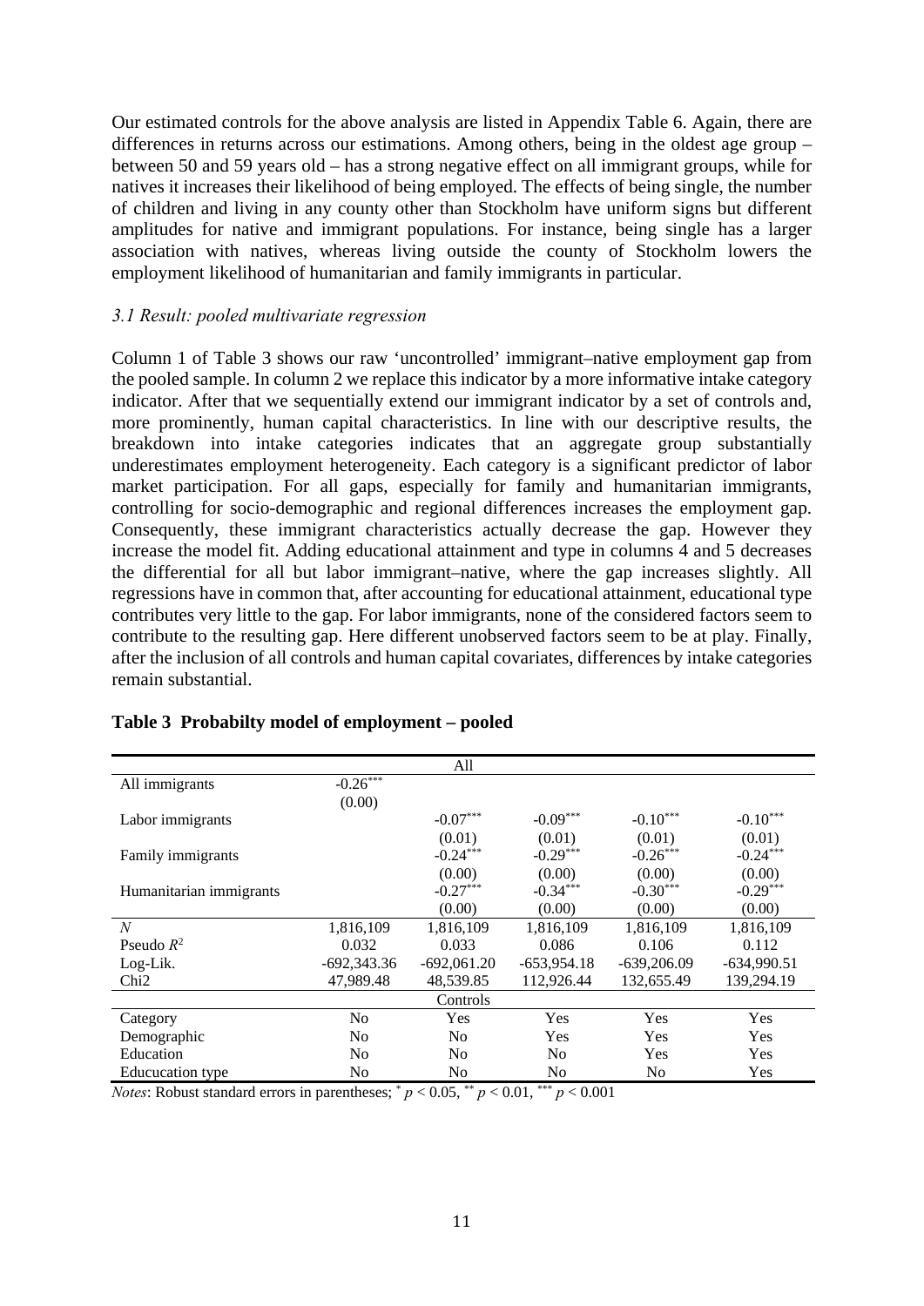Our estimated controls for the above analysis are listed in Appendix Table 6. Again, there are differences in returns across our estimations. Among others, being in the oldest age group – between 50 and 59 years old – has a strong negative effect on all immigrant groups, while for natives it increases their likelihood of being employed. The effects of being single, the number of children and living in any county other than Stockholm have uniform signs but different amplitudes for native and immigrant populations. For instance, being single has a larger association with natives, whereas living outside the county of Stockholm lowers the employment likelihood of humanitarian and family immigrants in particular.

### *3.1 Result: pooled multivariate regression*

Column 1 of Table 3 shows our raw 'uncontrolled' immigrant–native employment gap from the pooled sample. In column 2 we replace this indicator by a more informative intake category indicator. After that we sequentially extend our immigrant indicator by a set of controls and, more prominently, human capital characteristics. In line with our descriptive results, the breakdown into intake categories indicates that an aggregate group substantially underestimates employment heterogeneity. Each category is a significant predictor of labor market participation. For all gaps, especially for family and humanitarian immigrants, controlling for socio-demographic and regional differences increases the employment gap. Consequently, these immigrant characteristics actually decrease the gap. However they increase the model fit. Adding educational attainment and type in columns 4 and 5 decreases the differential for all but labor immigrant–native, where the gap increases slightly. All regressions have in common that, after accounting for educational attainment, educational type contributes very little to the gap. For labor immigrants, none of the considered factors seem to contribute to the resulting gap. Here different unobserved factors seem to be at play. Finally, after the inclusion of all controls and human capital covariates, differences by intake categories remain substantial.

**Table 3 Probabilty model of employment – pooled**

| | All | | | | |
|---|---|---|---|---|---|
| All immigrants | $-0.26^{***}$ | | | | |
| | (0.00) | | | | |
| Labor immigrants | | $-0.07^{***}$ | $-0.09^{***}$ | $-0.10^{***}$ | $-0.10^{***}$ |
| | | (0.01) | (0.01) | (0.01) | (0.01) |
| Family immigrants | | $-0.24^{***}$ | $-0.29^{***}$ | $-0.26^{***}$ | $-0.24^{***}$ |
| | | (0.00) | (0.00) | (0.00) | (0.00) |
| Humanitarian immigrants | | $-0.27^{***}$ | $-0.34^{***}$ | $-0.30^{***}$ | $-0.29^{***}$ |
| | | (0.00) | (0.00) | (0.00) | (0.00) |
| $N$ | 1,816,109 | 1,816,109 | 1,816,109 | 1,816,109 | 1,816,109 |
| Pseudo $R^2$ | 0.032 | 0.033 | 0.086 | 0.106 | 0.112 |
| Log-Lik. | -692,343.36 | -692,061.20 | -653,954.18 | -639,206.09 | -634,990.51 |
| Chi2 | 47,989.48 | 48,539.85 | 112,926.44 | 132,655.49 | 139,294.19 |
| | Controls | | | | |
| Category | No | Yes | Yes | Yes | Yes |
| Demographic | No | No | Yes | Yes | Yes |
| Education | No | No | No | Yes | Yes |
| Educucation type | No | No | No | No | Yes |

*Notes*: Robust standard errors in parentheses; $^{*}$ $p < 0.05$, $^{**}$ $p < 0.01$, $^{***}$ $p < 0.001$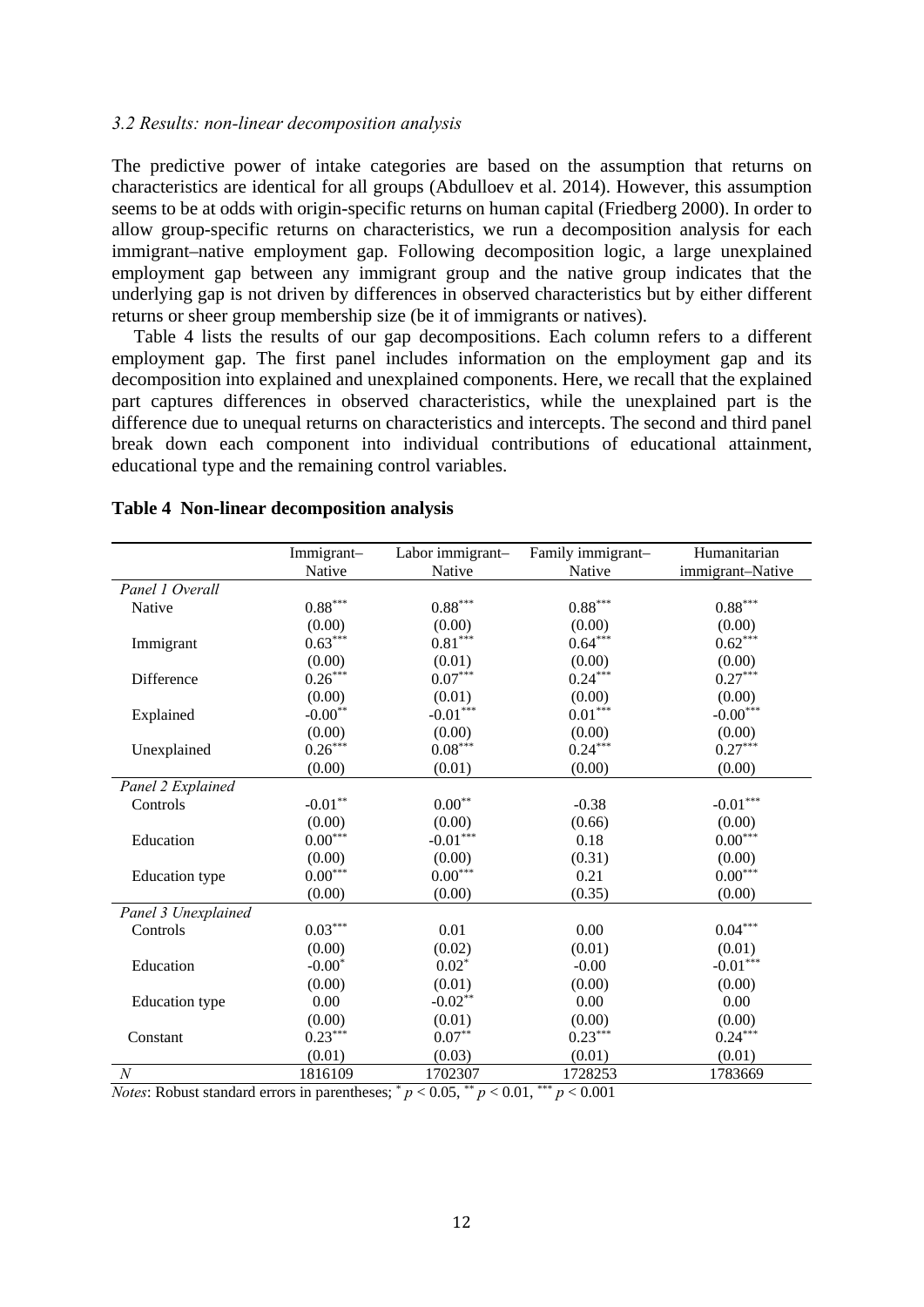*3.2 Results: non-linear decomposition analysis*

The predictive power of intake categories are based on the assumption that returns on characteristics are identical for all groups (Abdulloev et al. 2014). However, this assumption seems to be at odds with origin-specific returns on human capital (Friedberg 2000). In order to allow group-specific returns on characteristics, we run a decomposition analysis for each immigrant–native employment gap. Following decomposition logic, a large unexplained employment gap between any immigrant group and the native group indicates that the underlying gap is not driven by differences in observed characteristics but by either different returns or sheer group membership size (be it of immigrants or natives).

Table 4 lists the results of our gap decompositions. Each column refers to a different employment gap. The first panel includes information on the employment gap and its decomposition into explained and unexplained components. Here, we recall that the explained part captures differences in observed characteristics, while the unexplained part is the difference due to unequal returns on characteristics and intercepts. The second and third panel break down each component into individual contributions of educational attainment, educational type and the remaining control variables.

**Table 4 Non-linear decomposition analysis**

| | Immigrant–Native | Labor immigrant–Native | Family immigrant–Native | Humanitarian immigrant–Native |
|---|---|---|---|---|
| *Panel 1 Overall* | | | | |
| Native | $0.88^{***}$ | $0.88^{***}$ | $0.88^{***}$ | $0.88^{***}$ |
| | (0.00) | (0.00) | (0.00) | (0.00) |
| Immigrant | $0.63^{***}$ | $0.81^{***}$ | $0.64^{***}$ | $0.62^{***}$ |
| | (0.00) | (0.01) | (0.00) | (0.00) |
| Difference | $0.26^{***}$ | $0.07^{***}$ | $0.24^{***}$ | $0.27^{***}$ |
| | (0.00) | (0.01) | (0.00) | (0.00) |
| Explained | $-0.00^{**}$ | $-0.01^{***}$ | $0.01^{***}$ | $-0.00^{***}$ |
| | (0.00) | (0.00) | (0.00) | (0.00) |
| Unexplained | $0.26^{***}$ | $0.08^{***}$ | $0.24^{***}$ | $0.27^{***}$ |
| | (0.00) | (0.01) | (0.00) | (0.00) |
| *Panel 2 Explained* | | | | |
| Controls | $-0.01^{**}$ | $0.00^{**}$ | -0.38 | $-0.01^{***}$ |
| | (0.00) | (0.00) | (0.66) | (0.00) |
| Education | $0.00^{***}$ | $-0.01^{***}$ | 0.18 | $0.00^{***}$ |
| | (0.00) | (0.00) | (0.31) | (0.00) |
| Education type | $0.00^{***}$ | $0.00^{***}$ | 0.21 | $0.00^{***}$ |
| | (0.00) | (0.00) | (0.35) | (0.00) |
| *Panel 3 Unexplained* | | | | |
| Controls | $0.03^{***}$ | 0.01 | 0.00 | $0.04^{***}$ |
| | (0.00) | (0.02) | (0.01) | (0.01) |
| Education | $-0.00^{*}$ | $0.02^{*}$ | -0.00 | $-0.01^{***}$ |
| | (0.00) | (0.01) | (0.00) | (0.00) |
| Education type | 0.00 | $-0.02^{**}$ | 0.00 | 0.00 |
| | (0.00) | (0.01) | (0.00) | (0.00) |
| Constant | $0.23^{***}$ | $0.07^{**}$ | $0.23^{***}$ | $0.24^{***}$ |
| | (0.01) | (0.03) | (0.01) | (0.01) |
| *N* | 1816109 | 1702307 | 1728253 | 1783669 |

*Notes*: Robust standard errors in parentheses; $^{*}$ $p < 0.05$, $^{**}$ $p < 0.01$, $^{***}$ $p < 0.001$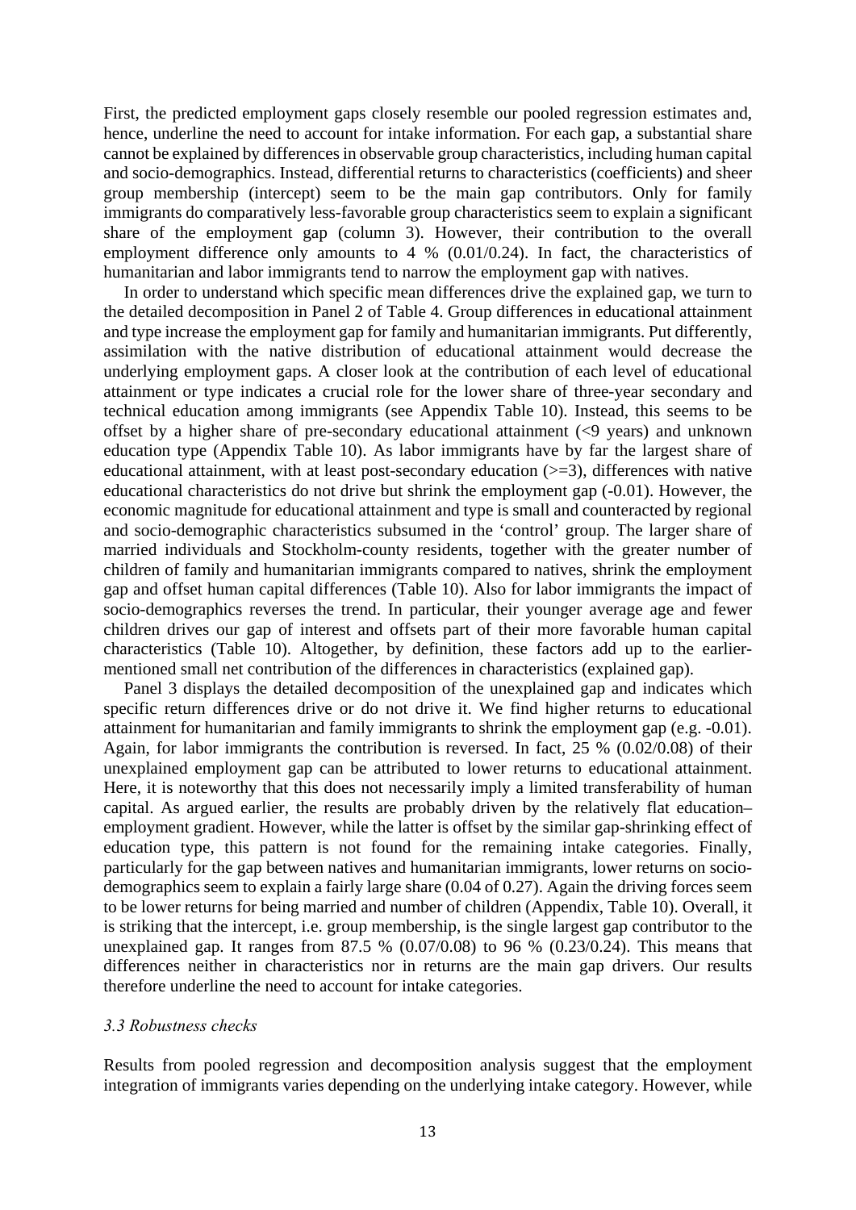First, the predicted employment gaps closely resemble our pooled regression estimates and, hence, underline the need to account for intake information. For each gap, a substantial share cannot be explained by differences in observable group characteristics, including human capital and socio-demographics. Instead, differential returns to characteristics (coefficients) and sheer group membership (intercept) seem to be the main gap contributors. Only for family immigrants do comparatively less-favorable group characteristics seem to explain a significant share of the employment gap (column 3). However, their contribution to the overall employment difference only amounts to 4 % (0.01/0.24). In fact, the characteristics of humanitarian and labor immigrants tend to narrow the employment gap with natives.

In order to understand which specific mean differences drive the explained gap, we turn to the detailed decomposition in Panel 2 of Table 4. Group differences in educational attainment and type increase the employment gap for family and humanitarian immigrants. Put differently, assimilation with the native distribution of educational attainment would decrease the underlying employment gaps. A closer look at the contribution of each level of educational attainment or type indicates a crucial role for the lower share of three-year secondary and technical education among immigrants (see Appendix Table 10). Instead, this seems to be offset by a higher share of pre-secondary educational attainment (<9 years) and unknown education type (Appendix Table 10). As labor immigrants have by far the largest share of educational attainment, with at least post-secondary education (>=3), differences with native educational characteristics do not drive but shrink the employment gap (-0.01). However, the economic magnitude for educational attainment and type is small and counteracted by regional and socio-demographic characteristics subsumed in the 'control' group. The larger share of married individuals and Stockholm-county residents, together with the greater number of children of family and humanitarian immigrants compared to natives, shrink the employment gap and offset human capital differences (Table 10). Also for labor immigrants the impact of socio-demographics reverses the trend. In particular, their younger average age and fewer children drives our gap of interest and offsets part of their more favorable human capital characteristics (Table 10). Altogether, by definition, these factors add up to the earlier-mentioned small net contribution of the differences in characteristics (explained gap).

Panel 3 displays the detailed decomposition of the unexplained gap and indicates which specific return differences drive or do not drive it. We find higher returns to educational attainment for humanitarian and family immigrants to shrink the employment gap (e.g. -0.01). Again, for labor immigrants the contribution is reversed. In fact, 25 % (0.02/0.08) of their unexplained employment gap can be attributed to lower returns to educational attainment. Here, it is noteworthy that this does not necessarily imply a limited transferability of human capital. As argued earlier, the results are probably driven by the relatively flat education–employment gradient. However, while the latter is offset by the similar gap-shrinking effect of education type, this pattern is not found for the remaining intake categories. Finally, particularly for the gap between natives and humanitarian immigrants, lower returns on socio-demographics seem to explain a fairly large share (0.04 of 0.27). Again the driving forces seem to be lower returns for being married and number of children (Appendix, Table 10). Overall, it is striking that the intercept, i.e. group membership, is the single largest gap contributor to the unexplained gap. It ranges from 87.5 % (0.07/0.08) to 96 % (0.23/0.24). This means that differences neither in characteristics nor in returns are the main gap drivers. Our results therefore underline the need to account for intake categories.

### *3.3 Robustness checks*

Results from pooled regression and decomposition analysis suggest that the employment integration of immigrants varies depending on the underlying intake category. However, while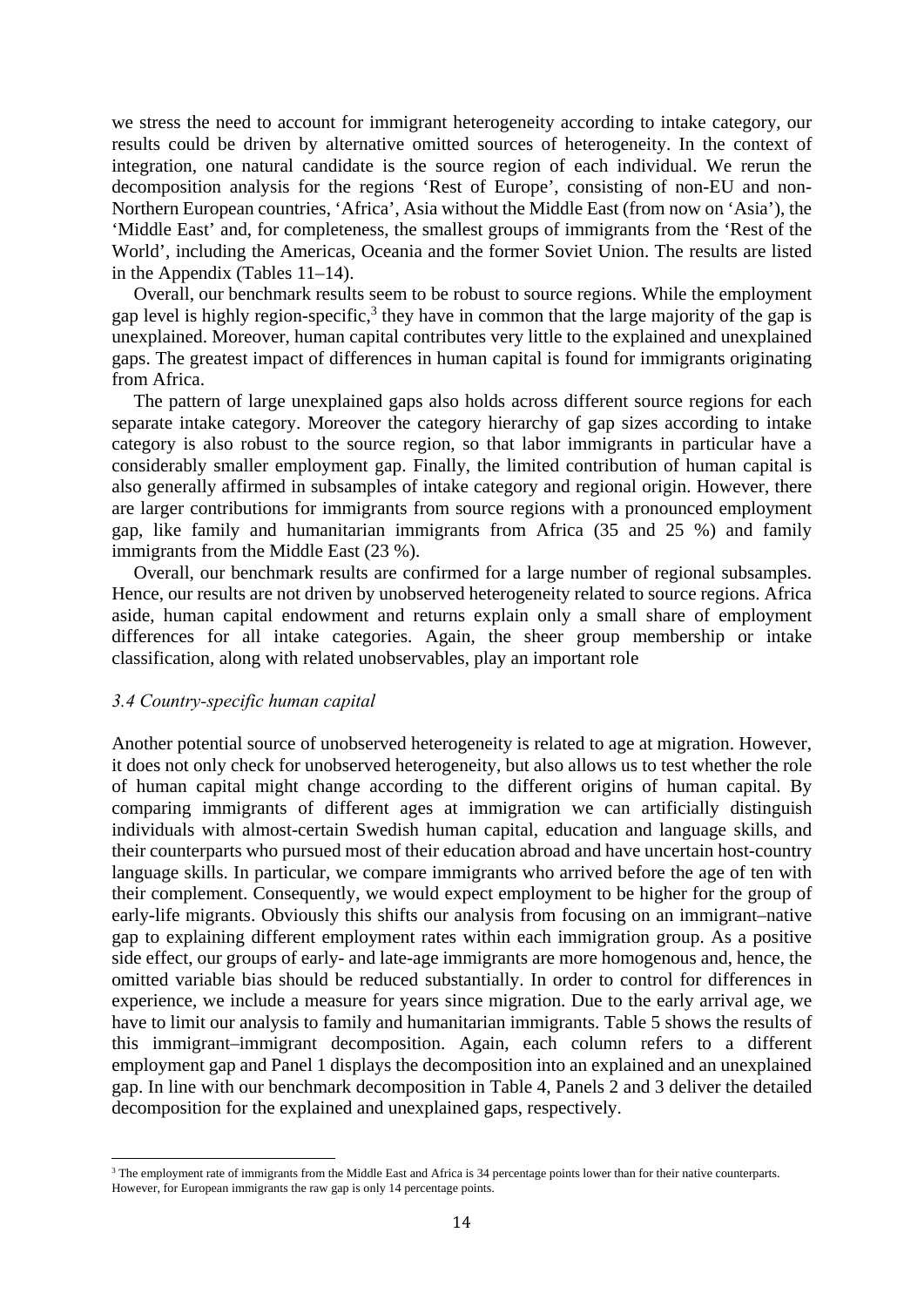we stress the need to account for immigrant heterogeneity according to intake category, our results could be driven by alternative omitted sources of heterogeneity. In the context of integration, one natural candidate is the source region of each individual. We rerun the decomposition analysis for the regions 'Rest of Europe', consisting of non-EU and non-Northern European countries, 'Africa', Asia without the Middle East (from now on 'Asia'), the 'Middle East' and, for completeness, the smallest groups of immigrants from the 'Rest of the World', including the Americas, Oceania and the former Soviet Union. The results are listed in the Appendix (Tables 11–14).

Overall, our benchmark results seem to be robust to source regions. While the employment gap level is highly region-specific,[3] they have in common that the large majority of the gap is unexplained. Moreover, human capital contributes very little to the explained and unexplained gaps. The greatest impact of differences in human capital is found for immigrants originating from Africa.

The pattern of large unexplained gaps also holds across different source regions for each separate intake category. Moreover the category hierarchy of gap sizes according to intake category is also robust to the source region, so that labor immigrants in particular have a considerably smaller employment gap. Finally, the limited contribution of human capital is also generally affirmed in subsamples of intake category and regional origin. However, there are larger contributions for immigrants from source regions with a pronounced employment gap, like family and humanitarian immigrants from Africa (35 and 25 %) and family immigrants from the Middle East (23 %).

Overall, our benchmark results are confirmed for a large number of regional subsamples. Hence, our results are not driven by unobserved heterogeneity related to source regions. Africa aside, human capital endowment and returns explain only a small share of employment differences for all intake categories. Again, the sheer group membership or intake classification, along with related unobservables, play an important role

### *3.4 Country-specific human capital*

Another potential source of unobserved heterogeneity is related to age at migration. However, it does not only check for unobserved heterogeneity, but also allows us to test whether the role of human capital might change according to the different origins of human capital. By comparing immigrants of different ages at immigration we can artificially distinguish individuals with almost-certain Swedish human capital, education and language skills, and their counterparts who pursued most of their education abroad and have uncertain host-country language skills. In particular, we compare immigrants who arrived before the age of ten with their complement. Consequently, we would expect employment to be higher for the group of early-life migrants. Obviously this shifts our analysis from focusing on an immigrant–native gap to explaining different employment rates within each immigration group. As a positive side effect, our groups of early- and late-age immigrants are more homogenous and, hence, the omitted variable bias should be reduced substantially. In order to control for differences in experience, we include a measure for years since migration. Due to the early arrival age, we have to limit our analysis to family and humanitarian immigrants. Table 5 shows the results of this immigrant–immigrant decomposition. Again, each column refers to a different employment gap and Panel 1 displays the decomposition into an explained and an unexplained gap. In line with our benchmark decomposition in Table 4, Panels 2 and 3 deliver the detailed decomposition for the explained and unexplained gaps, respectively.

[3] The employment rate of immigrants from the Middle East and Africa is 34 percentage points lower than for their native counterparts. However, for European immigrants the raw gap is only 14 percentage points.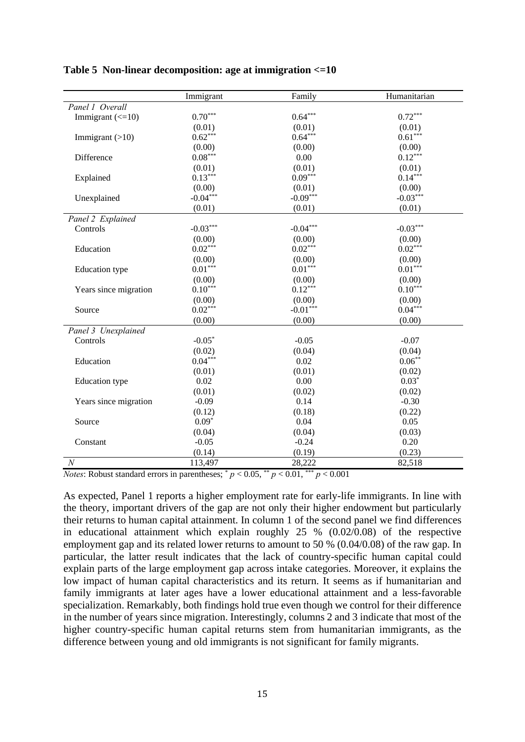**Table 5 Non-linear decomposition: age at immigration <=10**

| | Immigrant | Family | Humanitarian |
|---|---|---|---|
| *Panel 1 Overall* | | | |
| Immigrant (<=10) | $0.70^{***}$ | $0.64^{***}$ | $0.72^{***}$ |
| | (0.01) | (0.01) | (0.01) |
| Immigrant (>10) | $0.62^{***}$ | $0.64^{***}$ | $0.61^{***}$ |
| | (0.00) | (0.00) | (0.00) |
| Difference | $0.08^{***}$ | 0.00 | $0.12^{***}$ |
| | (0.01) | (0.01) | (0.01) |
| Explained | $0.13^{***}$ | $0.09^{***}$ | $0.14^{***}$ |
| | (0.00) | (0.01) | (0.00) |
| Unexplained | $-0.04^{***}$ | $-0.09^{***}$ | $-0.03^{***}$ |
| | (0.01) | (0.01) | (0.01) |
| *Panel 2 Explained* | | | |
| Controls | $-0.03^{***}$ | $-0.04^{***}$ | $-0.03^{***}$ |
| | (0.00) | (0.00) | (0.00) |
| Education | $0.02^{***}$ | $0.02^{***}$ | $0.02^{***}$ |
| | (0.00) | (0.00) | (0.00) |
| Education type | $0.01^{***}$ | $0.01^{***}$ | $0.01^{***}$ |
| | (0.00) | (0.00) | (0.00) |
| Years since migration | $0.10^{***}$ | $0.12^{***}$ | $0.10^{***}$ |
| | (0.00) | (0.00) | (0.00) |
| Source | $0.02^{***}$ | $-0.01^{***}$ | $0.04^{***}$ |
| | (0.00) | (0.00) | (0.00) |
| *Panel 3 Unexplained* | | | |
| Controls | $-0.05^{*}$ | -0.05 | -0.07 |
| | (0.02) | (0.04) | (0.04) |
| Education | $0.04^{***}$ | 0.02 | $0.06^{**}$ |
| | (0.01) | (0.01) | (0.02) |
| Education type | 0.02 | 0.00 | $0.03^{*}$ |
| | (0.01) | (0.02) | (0.02) |
| Years since migration | -0.09 | 0.14 | -0.30 |
| | (0.12) | (0.18) | (0.22) |
| Source | $0.09^{*}$ | 0.04 | 0.05 |
| | (0.04) | (0.04) | (0.03) |
| Constant | -0.05 | -0.24 | 0.20 |
| | (0.14) | (0.19) | (0.23) |
| *N* | 113,497 | 28,222 | 82,518 |

*Notes*: Robust standard errors in parentheses; $^{*}$ $p < 0.05$, $^{**}$ $p < 0.01$, $^{***}$ $p < 0.001$

As expected, Panel 1 reports a higher employment rate for early-life immigrants. In line with the theory, important drivers of the gap are not only their higher endowment but particularly their returns to human capital attainment. In column 1 of the second panel we find differences in educational attainment which explain roughly 25 % (0.02/0.08) of the respective employment gap and its related lower returns to amount to 50 % (0.04/0.08) of the raw gap. In particular, the latter result indicates that the lack of country-specific human capital could explain parts of the large employment gap across intake categories. Moreover, it explains the low impact of human capital characteristics and its return. It seems as if humanitarian and family immigrants at later ages have a lower educational attainment and a less-favorable specialization. Remarkably, both findings hold true even though we control for their difference in the number of years since migration. Interestingly, columns 2 and 3 indicate that most of the higher country-specific human capital returns stem from humanitarian immigrants, as the difference between young and old immigrants is not significant for family migrants.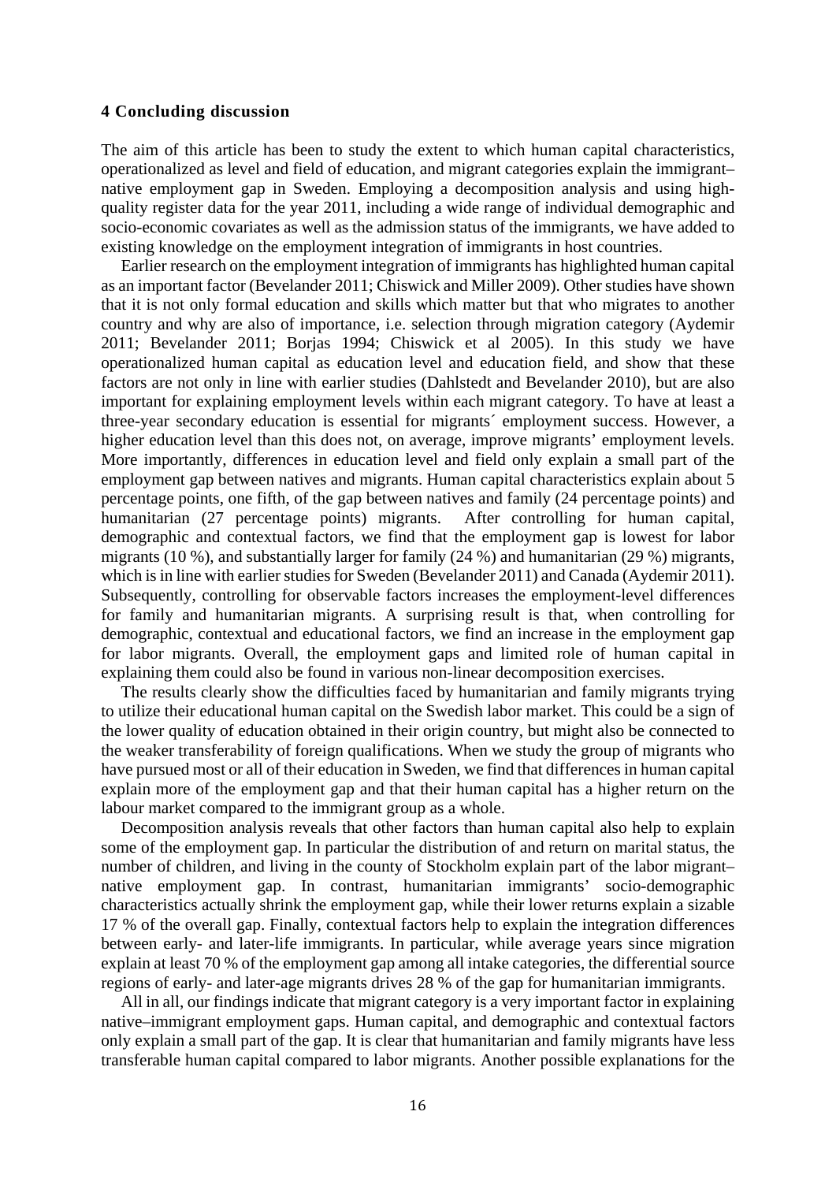## 4 Concluding discussion

The aim of this article has been to study the extent to which human capital characteristics, operationalized as level and field of education, and migrant categories explain the immigrant–native employment gap in Sweden. Employing a decomposition analysis and using high-quality register data for the year 2011, including a wide range of individual demographic and socio-economic covariates as well as the admission status of the immigrants, we have added to existing knowledge on the employment integration of immigrants in host countries.

Earlier research on the employment integration of immigrants has highlighted human capital as an important factor (Bevelander 2011; Chiswick and Miller 2009). Other studies have shown that it is not only formal education and skills which matter but that who migrates to another country and why are also of importance, i.e. selection through migration category (Aydemir 2011; Bevelander 2011; Borjas 1994; Chiswick et al 2005). In this study we have operationalized human capital as education level and education field, and show that these factors are not only in line with earlier studies (Dahlstedt and Bevelander 2010), but are also important for explaining employment levels within each migrant category. To have at least a three-year secondary education is essential for migrants´ employment success. However, a higher education level than this does not, on average, improve migrants' employment levels. More importantly, differences in education level and field only explain a small part of the employment gap between natives and migrants. Human capital characteristics explain about 5 percentage points, one fifth, of the gap between natives and family (24 percentage points) and humanitarian (27 percentage points) migrants. After controlling for human capital, demographic and contextual factors, we find that the employment gap is lowest for labor migrants (10 %), and substantially larger for family (24 %) and humanitarian (29 %) migrants, which is in line with earlier studies for Sweden (Bevelander 2011) and Canada (Aydemir 2011). Subsequently, controlling for observable factors increases the employment-level differences for family and humanitarian migrants. A surprising result is that, when controlling for demographic, contextual and educational factors, we find an increase in the employment gap for labor migrants. Overall, the employment gaps and limited role of human capital in explaining them could also be found in various non-linear decomposition exercises.

The results clearly show the difficulties faced by humanitarian and family migrants trying to utilize their educational human capital on the Swedish labor market. This could be a sign of the lower quality of education obtained in their origin country, but might also be connected to the weaker transferability of foreign qualifications. When we study the group of migrants who have pursued most or all of their education in Sweden, we find that differences in human capital explain more of the employment gap and that their human capital has a higher return on the labour market compared to the immigrant group as a whole.

Decomposition analysis reveals that other factors than human capital also help to explain some of the employment gap. In particular the distribution of and return on marital status, the number of children, and living in the county of Stockholm explain part of the labor migrant–native employment gap. In contrast, humanitarian immigrants' socio-demographic characteristics actually shrink the employment gap, while their lower returns explain a sizable 17 % of the overall gap. Finally, contextual factors help to explain the integration differences between early- and later-life immigrants. In particular, while average years since migration explain at least 70 % of the employment gap among all intake categories, the differential source regions of early- and later-age migrants drives 28 % of the gap for humanitarian immigrants.

All in all, our findings indicate that migrant category is a very important factor in explaining native–immigrant employment gaps. Human capital, and demographic and contextual factors only explain a small part of the gap. It is clear that humanitarian and family migrants have less transferable human capital compared to labor migrants. Another possible explanations for the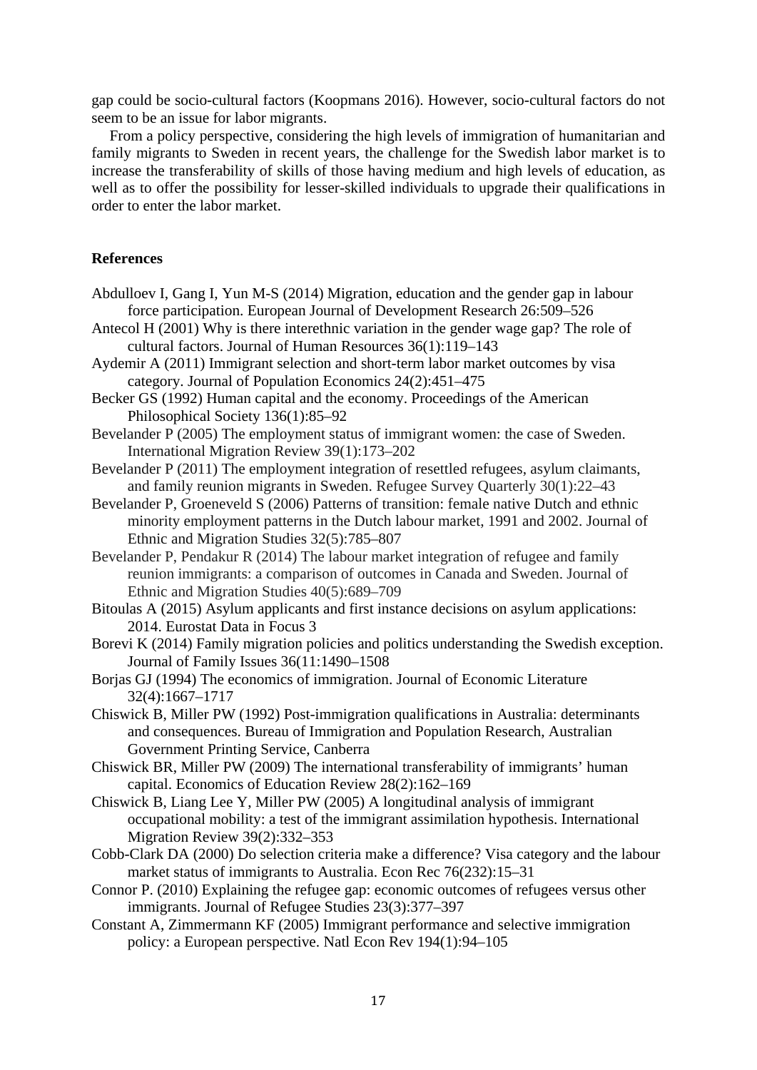gap could be socio-cultural factors (Koopmans 2016). However, socio-cultural factors do not seem to be an issue for labor migrants.

From a policy perspective, considering the high levels of immigration of humanitarian and family migrants to Sweden in recent years, the challenge for the Swedish labor market is to increase the transferability of skills of those having medium and high levels of education, as well as to offer the possibility for lesser-skilled individuals to upgrade their qualifications in order to enter the labor market.

## References

Abdulloev I, Gang I, Yun M-S (2014) Migration, education and the gender gap in labour force participation. European Journal of Development Research 26:509–526

Antecol H (2001) Why is there interethnic variation in the gender wage gap? The role of cultural factors. Journal of Human Resources 36(1):119–143

Aydemir A (2011) Immigrant selection and short-term labor market outcomes by visa category. Journal of Population Economics 24(2):451–475

Becker GS (1992) Human capital and the economy. Proceedings of the American Philosophical Society 136(1):85–92

Bevelander P (2005) The employment status of immigrant women: the case of Sweden. International Migration Review 39(1):173–202

Bevelander P (2011) The employment integration of resettled refugees, asylum claimants, and family reunion migrants in Sweden. Refugee Survey Quarterly 30(1):22–43

Bevelander P, Groeneveld S (2006) Patterns of transition: female native Dutch and ethnic minority employment patterns in the Dutch labour market, 1991 and 2002. Journal of Ethnic and Migration Studies 32(5):785–807

Bevelander P, Pendakur R (2014) The labour market integration of refugee and family reunion immigrants: a comparison of outcomes in Canada and Sweden. Journal of Ethnic and Migration Studies 40(5):689–709

Bitoulas A (2015) Asylum applicants and first instance decisions on asylum applications: 2014. Eurostat Data in Focus 3

Borevi K (2014) Family migration policies and politics understanding the Swedish exception. Journal of Family Issues 36(11:1490–1508

Borjas GJ (1994) The economics of immigration. Journal of Economic Literature 32(4):1667–1717

Chiswick B, Miller PW (1992) Post-immigration qualifications in Australia: determinants and consequences. Bureau of Immigration and Population Research, Australian Government Printing Service, Canberra

Chiswick BR, Miller PW (2009) The international transferability of immigrants' human capital. Economics of Education Review 28(2):162–169

Chiswick B, Liang Lee Y, Miller PW (2005) A longitudinal analysis of immigrant occupational mobility: a test of the immigrant assimilation hypothesis. International Migration Review 39(2):332–353

Cobb-Clark DA (2000) Do selection criteria make a difference? Visa category and the labour market status of immigrants to Australia. Econ Rec 76(232):15–31

Connor P. (2010) Explaining the refugee gap: economic outcomes of refugees versus other immigrants. Journal of Refugee Studies 23(3):377–397

Constant A, Zimmermann KF (2005) Immigrant performance and selective immigration policy: a European perspective. Natl Econ Rev 194(1):94–105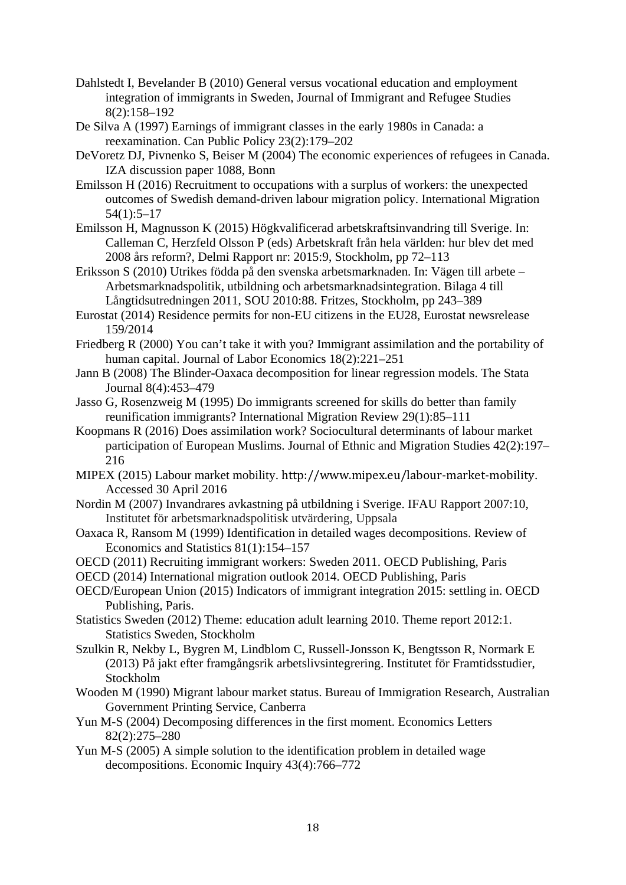Dahlstedt I, Bevelander B (2010) General versus vocational education and employment integration of immigrants in Sweden, Journal of Immigrant and Refugee Studies 8(2):158–192

De Silva A (1997) Earnings of immigrant classes in the early 1980s in Canada: a reexamination. Can Public Policy 23(2):179–202

DeVoretz DJ, Pivnenko S, Beiser M (2004) The economic experiences of refugees in Canada. IZA discussion paper 1088, Bonn

Emilsson H (2016) Recruitment to occupations with a surplus of workers: the unexpected outcomes of Swedish demand-driven labour migration policy. International Migration 54(1):5–17

Emilsson H, Magnusson K (2015) Högkvalificerad arbetskraftsinvandring till Sverige. In: Calleman C, Herzfeld Olsson P (eds) Arbetskraft från hela världen: hur blev det med 2008 års reform?, Delmi Rapport nr: 2015:9, Stockholm, pp 72–113

Eriksson S (2010) Utrikes födda på den svenska arbetsmarknaden. In: Vägen till arbete – Arbetsmarknadspolitik, utbildning och arbetsmarknadsintegration. Bilaga 4 till Långtidsutredningen 2011, SOU 2010:88. Fritzes, Stockholm, pp 243–389

Eurostat (2014) Residence permits for non-EU citizens in the EU28, Eurostat newsrelease 159/2014

Friedberg R (2000) You can't take it with you? Immigrant assimilation and the portability of human capital. Journal of Labor Economics 18(2):221–251

Jann B (2008) The Blinder-Oaxaca decomposition for linear regression models. The Stata Journal 8(4):453–479

Jasso G, Rosenzweig M (1995) Do immigrants screened for skills do better than family reunification immigrants? International Migration Review 29(1):85–111

Koopmans R (2016) Does assimilation work? Sociocultural determinants of labour market participation of European Muslims. Journal of Ethnic and Migration Studies 42(2):197–216

MIPEX (2015) Labour market mobility. http://www.mipex.eu/labour-market-mobility. Accessed 30 April 2016

Nordin M (2007) Invandrares avkastning på utbildning i Sverige. IFAU Rapport 2007:10, Institutet för arbetsmarknadspolitisk utvärdering, Uppsala

Oaxaca R, Ransom M (1999) Identification in detailed wages decompositions. Review of Economics and Statistics 81(1):154–157

OECD (2011) Recruiting immigrant workers: Sweden 2011. OECD Publishing, Paris

OECD (2014) International migration outlook 2014. OECD Publishing, Paris

OECD/European Union (2015) Indicators of immigrant integration 2015: settling in. OECD Publishing, Paris.

Statistics Sweden (2012) Theme: education adult learning 2010. Theme report 2012:1. Statistics Sweden, Stockholm

Szulkin R, Nekby L, Bygren M, Lindblom C, Russell-Jonsson K, Bengtsson R, Normark E (2013) På jakt efter framgångsrik arbetslivsintegrering. Institutet för Framtidsstudier, Stockholm

Wooden M (1990) Migrant labour market status. Bureau of Immigration Research, Australian Government Printing Service, Canberra

Yun M-S (2004) Decomposing differences in the first moment. Economics Letters 82(2):275–280

Yun M-S (2005) A simple solution to the identification problem in detailed wage decompositions. Economic Inquiry 43(4):766–772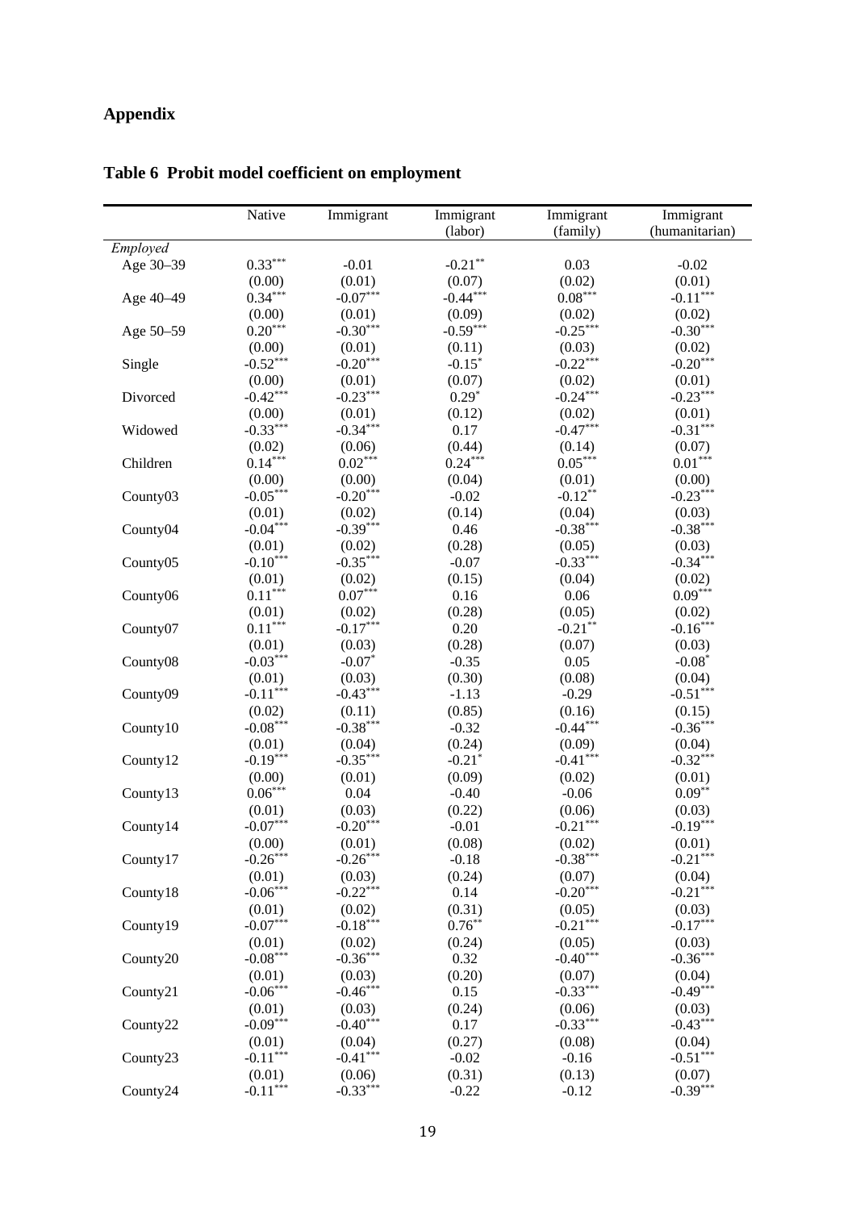## Appendix

### Table 6 Probit model coefficient on employment

| | Native | Immigrant | Immigrant (labor) | Immigrant (family) | Immigrant (humanitarian) |
|---|---|---|---|---|---|
| *Employed* | | | | | |
| Age 30–39 | $0.33^{***}$ | -0.01 | $-0.21^{**}$ | 0.03 | -0.02 |
| | (0.00) | (0.01) | (0.07) | (0.02) | (0.01) |
| Age 40–49 | $0.34^{***}$ | $-0.07^{***}$ | $-0.44^{***}$ | $0.08^{***}$ | $-0.11^{***}$ |
| | (0.00) | (0.01) | (0.09) | (0.02) | (0.02) |
| Age 50–59 | $0.20^{***}$ | $-0.30^{***}$ | $-0.59^{***}$ | $-0.25^{***}$ | $-0.30^{***}$ |
| | (0.00) | (0.01) | (0.11) | (0.03) | (0.02) |
| Single | $-0.52^{***}$ | $-0.20^{***}$ | $-0.15^{*}$ | $-0.22^{***}$ | $-0.20^{***}$ |
| | (0.00) | (0.01) | (0.07) | (0.02) | (0.01) |
| Divorced | $-0.42^{***}$ | $-0.23^{***}$ | $0.29^{*}$ | $-0.24^{***}$ | $-0.23^{***}$ |
| | (0.00) | (0.01) | (0.12) | (0.02) | (0.01) |
| Widowed | $-0.33^{***}$ | $-0.34^{***}$ | 0.17 | $-0.47^{***}$ | $-0.31^{***}$ |
| | (0.02) | (0.06) | (0.44) | (0.14) | (0.07) |
| Children | $0.14^{***}$ | $0.02^{***}$ | $0.24^{***}$ | $0.05^{***}$ | $0.01^{***}$ |
| | (0.00) | (0.00) | (0.04) | (0.01) | (0.00) |
| County03 | $-0.05^{***}$ | $-0.20^{***}$ | -0.02 | $-0.12^{**}$ | $-0.23^{***}$ |
| | (0.01) | (0.02) | (0.14) | (0.04) | (0.03) |
| County04 | $-0.04^{***}$ | $-0.39^{***}$ | 0.46 | $-0.38^{***}$ | $-0.38^{***}$ |
| | (0.01) | (0.02) | (0.28) | (0.05) | (0.03) |
| County05 | $-0.10^{***}$ | $-0.35^{***}$ | -0.07 | $-0.33^{***}$ | $-0.34^{***}$ |
| | (0.01) | (0.02) | (0.15) | (0.04) | (0.02) |
| County06 | $0.11^{***}$ | $0.07^{***}$ | 0.16 | 0.06 | $0.09^{***}$ |
| | (0.01) | (0.02) | (0.28) | (0.05) | (0.02) |
| County07 | $0.11^{***}$ | $-0.17^{***}$ | 0.20 | $-0.21^{**}$ | $-0.16^{***}$ |
| | (0.01) | (0.03) | (0.28) | (0.07) | (0.03) |
| County08 | $-0.03^{***}$ | $-0.07^{*}$ | -0.35 | 0.05 | $-0.08^{*}$ |
| | (0.01) | (0.03) | (0.30) | (0.08) | (0.04) |
| County09 | $-0.11^{***}$ | $-0.43^{***}$ | -1.13 | -0.29 | $-0.51^{***}$ |
| | (0.02) | (0.11) | (0.85) | (0.16) | (0.15) |
| County10 | $-0.08^{***}$ | $-0.38^{***}$ | -0.32 | $-0.44^{***}$ | $-0.36^{***}$ |
| | (0.01) | (0.04) | (0.24) | (0.09) | (0.04) |
| County12 | $-0.19^{***}$ | $-0.35^{***}$ | $-0.21^{*}$ | $-0.41^{***}$ | $-0.32^{***}$ |
| | (0.00) | (0.01) | (0.09) | (0.02) | (0.01) |
| County13 | $0.06^{***}$ | 0.04 | -0.40 | -0.06 | $0.09^{**}$ |
| | (0.01) | (0.03) | (0.22) | (0.06) | (0.03) |
| County14 | $-0.07^{***}$ | $-0.20^{***}$ | -0.01 | $-0.21^{***}$ | $-0.19^{***}$ |
| | (0.00) | (0.01) | (0.08) | (0.02) | (0.01) |
| County17 | $-0.26^{***}$ | $-0.26^{***}$ | -0.18 | $-0.38^{***}$ | $-0.21^{***}$ |
| | (0.01) | (0.03) | (0.24) | (0.07) | (0.04) |
| County18 | $-0.06^{***}$ | $-0.22^{***}$ | 0.14 | $-0.20^{***}$ | $-0.21^{***}$ |
| | (0.01) | (0.02) | (0.31) | (0.05) | (0.03) |
| County19 | $-0.07^{***}$ | $-0.18^{***}$ | $0.76^{**}$ | $-0.21^{***}$ | $-0.17^{***}$ |
| | (0.01) | (0.02) | (0.24) | (0.05) | (0.03) |
| County20 | $-0.08^{***}$ | $-0.36^{***}$ | 0.32 | $-0.40^{***}$ | $-0.36^{***}$ |
| | (0.01) | (0.03) | (0.20) | (0.07) | (0.04) |
| County21 | $-0.06^{***}$ | $-0.46^{***}$ | 0.15 | $-0.33^{***}$ | $-0.49^{***}$ |
| | (0.01) | (0.03) | (0.24) | (0.06) | (0.03) |
| County22 | $-0.09^{***}$ | $-0.40^{***}$ | 0.17 | $-0.33^{***}$ | $-0.43^{***}$ |
| | (0.01) | (0.04) | (0.27) | (0.08) | (0.04) |
| County23 | $-0.11^{***}$ | $-0.41^{***}$ | -0.02 | -0.16 | $-0.51^{***}$ |
| | (0.01) | (0.06) | (0.31) | (0.13) | (0.07) |
| County24 | $-0.11^{***}$ | $-0.33^{***}$ | -0.22 | -0.12 | $-0.39^{***}$ |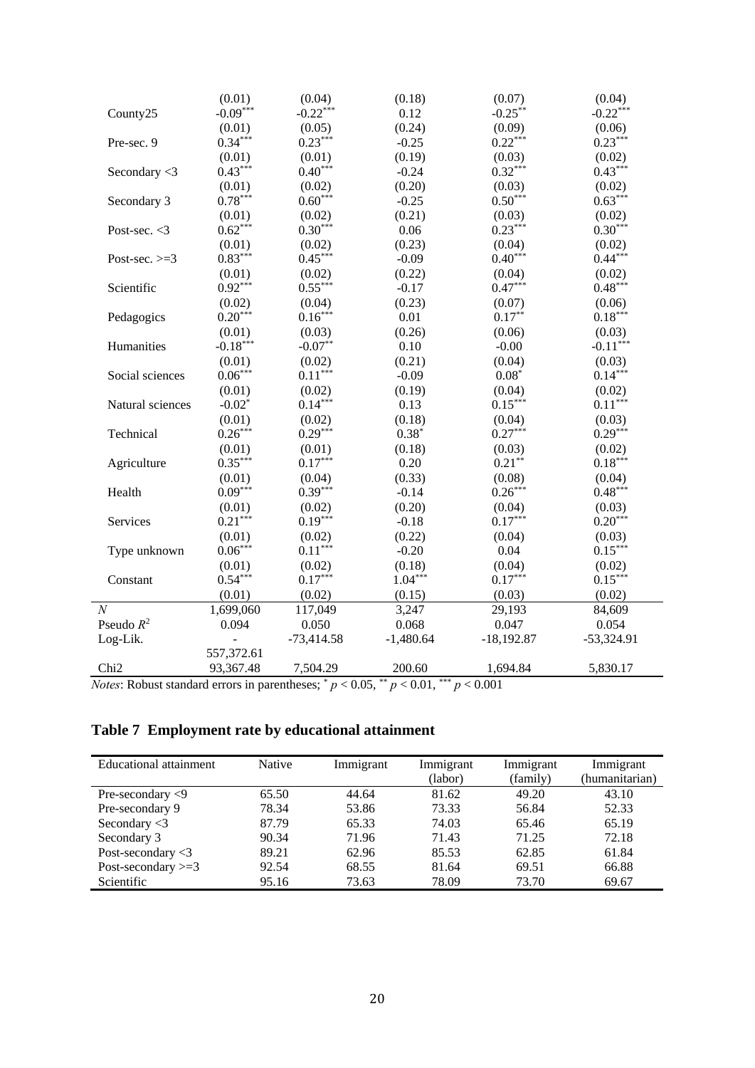|  |  |  |  |  |  |
|---|---|---|---|---|---|
|  | (0.01) | (0.04) | (0.18) | (0.07) | (0.04) |
| County25 | $-0.09^{***}$ | $-0.22^{***}$ | 0.12 | $-0.25^{**}$ | $-0.22^{***}$ |
|  | (0.01) | (0.05) | (0.24) | (0.09) | (0.06) |
| Pre-sec. 9 | $0.34^{***}$ | $0.23^{***}$ | -0.25 | $0.22^{***}$ | $0.23^{***}$ |
|  | (0.01) | (0.01) | (0.19) | (0.03) | (0.02) |
| Secondary <3 | $0.43^{***}$ | $0.40^{***}$ | -0.24 | $0.32^{***}$ | $0.43^{***}$ |
|  | (0.01) | (0.02) | (0.20) | (0.03) | (0.02) |
| Secondary 3 | $0.78^{***}$ | $0.60^{***}$ | -0.25 | $0.50^{***}$ | $0.63^{***}$ |
|  | (0.01) | (0.02) | (0.21) | (0.03) | (0.02) |
| Post-sec. <3 | $0.62^{***}$ | $0.30^{***}$ | 0.06 | $0.23^{***}$ | $0.30^{***}$ |
|  | (0.01) | (0.02) | (0.23) | (0.04) | (0.02) |
| Post-sec. >=3 | $0.83^{***}$ | $0.45^{***}$ | -0.09 | $0.40^{***}$ | $0.44^{***}$ |
|  | (0.01) | (0.02) | (0.22) | (0.04) | (0.02) |
| Scientific | $0.92^{***}$ | $0.55^{***}$ | -0.17 | $0.47^{***}$ | $0.48^{***}$ |
|  | (0.02) | (0.04) | (0.23) | (0.07) | (0.06) |
| Pedagogics | $0.20^{***}$ | $0.16^{***}$ | 0.01 | $0.17^{**}$ | $0.18^{***}$ |
|  | (0.01) | (0.03) | (0.26) | (0.06) | (0.03) |
| Humanities | $-0.18^{***}$ | $-0.07^{**}$ | 0.10 | -0.00 | $-0.11^{***}$ |
|  | (0.01) | (0.02) | (0.21) | (0.04) | (0.03) |
| Social sciences | $0.06^{***}$ | $0.11^{***}$ | -0.09 | $0.08^{*}$ | $0.14^{***}$ |
|  | (0.01) | (0.02) | (0.19) | (0.04) | (0.02) |
| Natural sciences | $-0.02^{*}$ | $0.14^{***}$ | 0.13 | $0.15^{***}$ | $0.11^{***}$ |
|  | (0.01) | (0.02) | (0.18) | (0.04) | (0.03) |
| Technical | $0.26^{***}$ | $0.29^{***}$ | $0.38^{*}$ | $0.27^{***}$ | $0.29^{***}$ |
|  | (0.01) | (0.01) | (0.18) | (0.03) | (0.02) |
| Agriculture | $0.35^{***}$ | $0.17^{***}$ | 0.20 | $0.21^{**}$ | $0.18^{***}$ |
|  | (0.01) | (0.04) | (0.33) | (0.08) | (0.04) |
| Health | $0.09^{***}$ | $0.39^{***}$ | -0.14 | $0.26^{***}$ | $0.48^{***}$ |
|  | (0.01) | (0.02) | (0.20) | (0.04) | (0.03) |
| Services | $0.21^{***}$ | $0.19^{***}$ | -0.18 | $0.17^{***}$ | $0.20^{***}$ |
|  | (0.01) | (0.02) | (0.22) | (0.04) | (0.03) |
| Type unknown | $0.06^{***}$ | $0.11^{***}$ | -0.20 | 0.04 | $0.15^{***}$ |
|  | (0.01) | (0.02) | (0.18) | (0.04) | (0.02) |
| Constant | $0.54^{***}$ | $0.17^{***}$ | $1.04^{***}$ | $0.17^{***}$ | $0.15^{***}$ |
|  | (0.01) | (0.02) | (0.15) | (0.03) | (0.02) |
| $N$ | 1,699,060 | 117,049 | 3,247 | 29,193 | 84,609 |
| Pseudo $R^2$ | 0.094 | 0.050 | 0.068 | 0.047 | 0.054 |
| Log-Lik. | -557,372.61 | -73,414.58 | -1,480.64 | -18,192.87 | -53,324.91 |
| Chi2 | 93,367.48 | 7,504.29 | 200.60 | 1,694.84 | 5,830.17 |

*Notes*: Robust standard errors in parentheses; $^{*}$ $p < 0.05$, $^{**}$ $p < 0.01$, $^{***}$ $p < 0.001$

## Table 7 Employment rate by educational attainment

| Educational attainment | Native | Immigrant | Immigrant (labor) | Immigrant (family) | Immigrant (humanitarian) |
|---|---|---|---|---|---|
| Pre-secondary <9 | 65.50 | 44.64 | 81.62 | 49.20 | 43.10 |
| Pre-secondary 9 | 78.34 | 53.86 | 73.33 | 56.84 | 52.33 |
| Secondary <3 | 87.79 | 65.33 | 74.03 | 65.46 | 65.19 |
| Secondary 3 | 90.34 | 71.96 | 71.43 | 71.25 | 72.18 |
| Post-secondary <3 | 89.21 | 62.96 | 85.53 | 62.85 | 61.84 |
| Post-secondary >=3 | 92.54 | 68.55 | 81.64 | 69.51 | 66.88 |
| Scientific | 95.16 | 73.63 | 78.09 | 73.70 | 69.67 |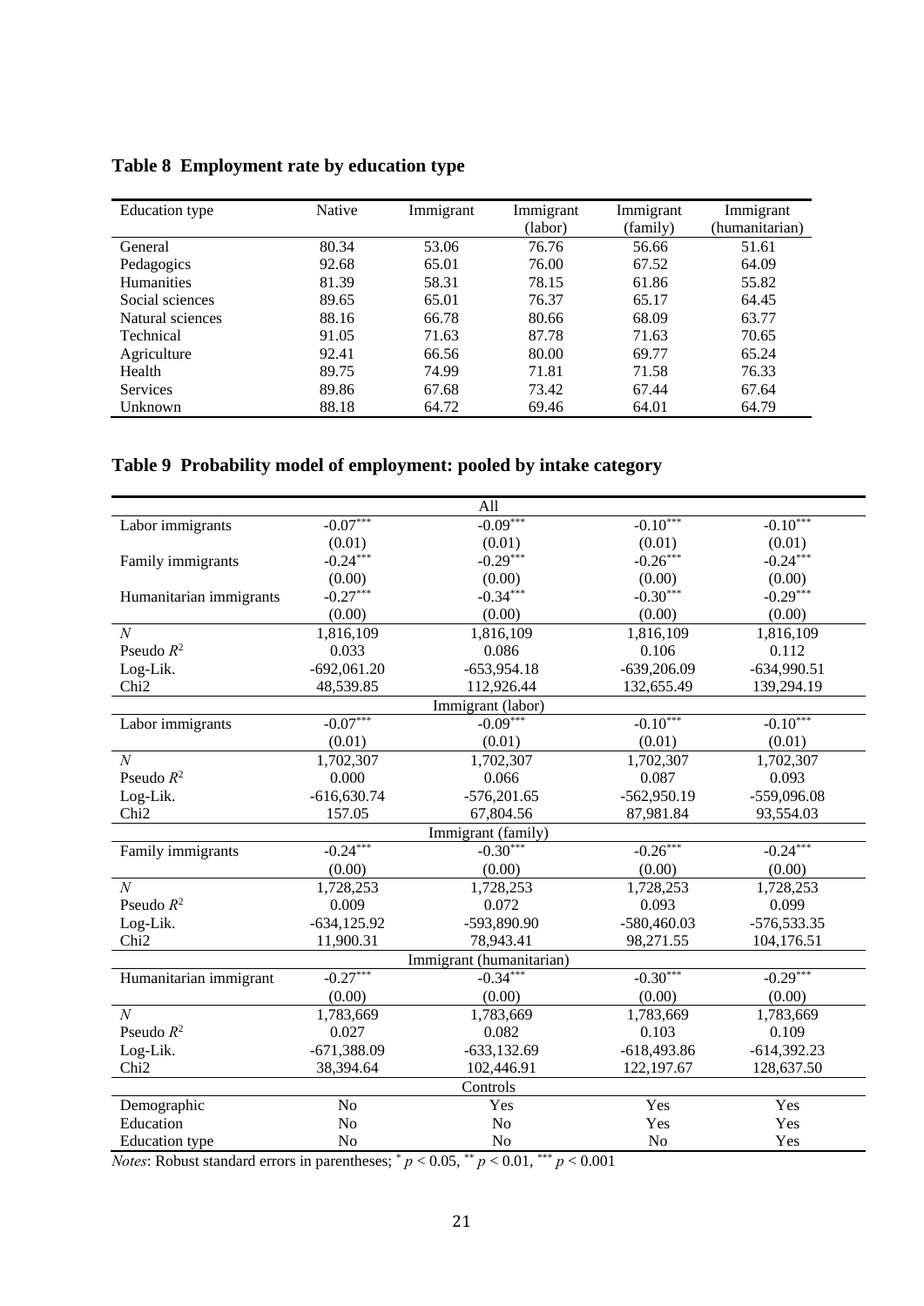**Table 8 Employment rate by education type**

| Education type | Native | Immigrant | Immigrant (labor) | Immigrant (family) | Immigrant (humanitarian) |
|---|---|---|---|---|---|
| General | 80.34 | 53.06 | 76.76 | 56.66 | 51.61 |
| Pedagogics | 92.68 | 65.01 | 76.00 | 67.52 | 64.09 |
| Humanities | 81.39 | 58.31 | 78.15 | 61.86 | 55.82 |
| Social sciences | 89.65 | 65.01 | 76.37 | 65.17 | 64.45 |
| Natural sciences | 88.16 | 66.78 | 80.66 | 68.09 | 63.77 |
| Technical | 91.05 | 71.63 | 87.78 | 71.63 | 70.65 |
| Agriculture | 92.41 | 66.56 | 80.00 | 69.77 | 65.24 |
| Health | 89.75 | 74.99 | 71.81 | 71.58 | 76.33 |
| Services | 89.86 | 67.68 | 73.42 | 67.44 | 67.64 |
| Unknown | 88.18 | 64.72 | 69.46 | 64.01 | 64.79 |

**Table 9 Probability model of employment: pooled by intake category**

| | | All | | |
|---|---|---|---|---|
| Labor immigrants | $-0.07^{***}$ | $-0.09^{***}$ | $-0.10^{***}$ | $-0.10^{***}$ |
| | (0.01) | (0.01) | (0.01) | (0.01) |
| Family immigrants | $-0.24^{***}$ | $-0.29^{***}$ | $-0.26^{***}$ | $-0.24^{***}$ |
| | (0.00) | (0.00) | (0.00) | (0.00) |
| Humanitarian immigrants | $-0.27^{***}$ | $-0.34^{***}$ | $-0.30^{***}$ | $-0.29^{***}$ |
| | (0.00) | (0.00) | (0.00) | (0.00) |
| $N$ | 1,816,109 | 1,816,109 | 1,816,109 | 1,816,109 |
| Pseudo $R^2$ | 0.033 | 0.086 | 0.106 | 0.112 |
| Log-Lik. | -692,061.20 | -653,954.18 | -639,206.09 | -634,990.51 |
| Chi2 | 48,539.85 | 112,926.44 | 132,655.49 | 139,294.19 |
| | | Immigrant (labor) | | |
| Labor immigrants | $-0.07^{***}$ | $-0.09^{***}$ | $-0.10^{***}$ | $-0.10^{***}$ |
| | (0.01) | (0.01) | (0.01) | (0.01) |
| $N$ | 1,702,307 | 1,702,307 | 1,702,307 | 1,702,307 |
| Pseudo $R^2$ | 0.000 | 0.066 | 0.087 | 0.093 |
| Log-Lik. | -616,630.74 | -576,201.65 | -562,950.19 | -559,096.08 |
| Chi2 | 157.05 | 67,804.56 | 87,981.84 | 93,554.03 |
| | | Immigrant (family) | | |
| Family immigrants | $-0.24^{***}$ | $-0.30^{***}$ | $-0.26^{***}$ | $-0.24^{***}$ |
| | (0.00) | (0.00) | (0.00) | (0.00) |
| $N$ | 1,728,253 | 1,728,253 | 1,728,253 | 1,728,253 |
| Pseudo $R^2$ | 0.009 | 0.072 | 0.093 | 0.099 |
| Log-Lik. | -634,125.92 | -593,890.90 | -580,460.03 | -576,533.35 |
| Chi2 | 11,900.31 | 78,943.41 | 98,271.55 | 104,176.51 |
| | | Immigrant (humanitarian) | | |
| Humanitarian immigrant | $-0.27^{***}$ | $-0.34^{***}$ | $-0.30^{***}$ | $-0.29^{***}$ |
| | (0.00) | (0.00) | (0.00) | (0.00) |
| $N$ | 1,783,669 | 1,783,669 | 1,783,669 | 1,783,669 |
| Pseudo $R^2$ | 0.027 | 0.082 | 0.103 | 0.109 |
| Log-Lik. | -671,388.09 | -633,132.69 | -618,493.86 | -614,392.23 |
| Chi2 | 38,394.64 | 102,446.91 | 122,197.67 | 128,637.50 |
| | | Controls | | |
| Demographic | No | Yes | Yes | Yes |
| Education | No | No | Yes | Yes |
| Education type | No | No | No | Yes |

*Notes*: Robust standard errors in parentheses; $^{*}$ $p < 0.05$, $^{**}$ $p < 0.01$, $^{***}$ $p < 0.001$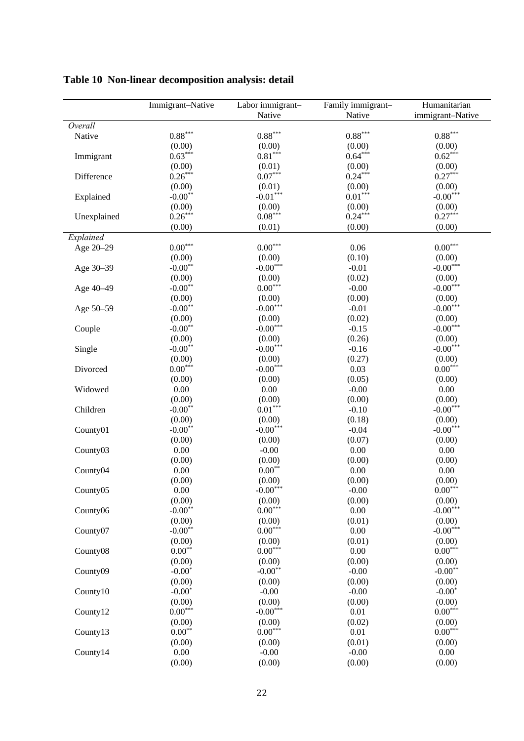**Table 10 Non-linear decomposition analysis: detail**

| | Immigrant–Native | Labor immigrant–Native | Family immigrant–Native | Humanitarian immigrant–Native |
|---|---|---|---|---|
| *Overall* | | | | |
| Native | 0.88*** | 0.88*** | 0.88*** | 0.88*** |
| | (0.00) | (0.00) | (0.00) | (0.00) |
| Immigrant | 0.63*** | 0.81*** | 0.64*** | 0.62*** |
| | (0.00) | (0.01) | (0.00) | (0.00) |
| Difference | 0.26*** | 0.07*** | 0.24*** | 0.27*** |
| | (0.00) | (0.01) | (0.00) | (0.00) |
| Explained | -0.00** | -0.01*** | 0.01*** | -0.00*** |
| | (0.00) | (0.00) | (0.00) | (0.00) |
| Unexplained | 0.26*** | 0.08*** | 0.24*** | 0.27*** |
| | (0.00) | (0.01) | (0.00) | (0.00) |
| *Explained* | | | | |
| Age 20–29 | 0.00*** | 0.00*** | 0.06 | 0.00*** |
| | (0.00) | (0.00) | (0.10) | (0.00) |
| Age 30–39 | -0.00** | -0.00*** | -0.01 | -0.00*** |
| | (0.00) | (0.00) | (0.02) | (0.00) |
| Age 40–49 | -0.00** | 0.00*** | -0.00 | -0.00*** |
| | (0.00) | (0.00) | (0.00) | (0.00) |
| Age 50–59 | -0.00** | -0.00*** | -0.01 | -0.00*** |
| | (0.00) | (0.00) | (0.02) | (0.00) |
| Couple | -0.00** | -0.00*** | -0.15 | -0.00*** |
| | (0.00) | (0.00) | (0.26) | (0.00) |
| Single | -0.00** | -0.00*** | -0.16 | -0.00*** |
| | (0.00) | (0.00) | (0.27) | (0.00) |
| Divorced | 0.00*** | -0.00*** | 0.03 | 0.00*** |
| | (0.00) | (0.00) | (0.05) | (0.00) |
| Widowed | 0.00 | 0.00 | -0.00 | 0.00 |
| | (0.00) | (0.00) | (0.00) | (0.00) |
| Children | -0.00** | 0.01*** | -0.10 | -0.00*** |
| | (0.00) | (0.00) | (0.18) | (0.00) |
| County01 | -0.00** | -0.00*** | -0.04 | -0.00*** |
| | (0.00) | (0.00) | (0.07) | (0.00) |
| County03 | 0.00 | -0.00 | 0.00 | 0.00 |
| | (0.00) | (0.00) | (0.00) | (0.00) |
| County04 | 0.00 | 0.00** | 0.00 | 0.00 |
| | (0.00) | (0.00) | (0.00) | (0.00) |
| County05 | 0.00 | -0.00*** | -0.00 | 0.00*** |
| | (0.00) | (0.00) | (0.00) | (0.00) |
| County06 | -0.00** | 0.00*** | 0.00 | -0.00*** |
| | (0.00) | (0.00) | (0.01) | (0.00) |
| County07 | -0.00** | 0.00*** | 0.00 | -0.00*** |
| | (0.00) | (0.00) | (0.01) | (0.00) |
| County08 | 0.00** | 0.00*** | 0.00 | 0.00*** |
| | (0.00) | (0.00) | (0.00) | (0.00) |
| County09 | -0.00* | -0.00** | -0.00 | -0.00** |
| | (0.00) | (0.00) | (0.00) | (0.00) |
| County10 | -0.00* | -0.00 | -0.00 | -0.00* |
| | (0.00) | (0.00) | (0.00) | (0.00) |
| County12 | 0.00*** | -0.00*** | 0.01 | 0.00*** |
| | (0.00) | (0.00) | (0.02) | (0.00) |
| County13 | 0.00** | 0.00*** | 0.01 | 0.00*** |
| | (0.00) | (0.00) | (0.01) | (0.00) |
| County14 | 0.00 | -0.00 | -0.00 | 0.00 |
| | (0.00) | (0.00) | (0.00) | (0.00) |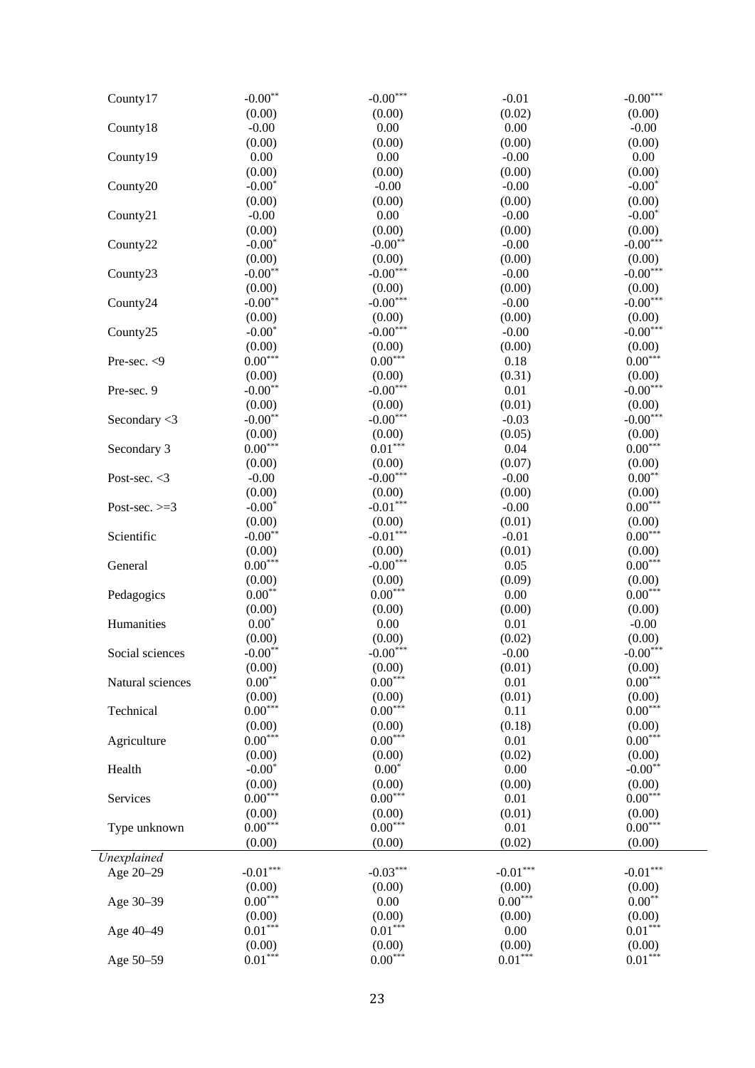| | | | | |
|---|---|---|---|---|
| County17 | -0.00** | -0.00*** | -0.01 | -0.00*** |
| | (0.00) | (0.00) | (0.02) | (0.00) |
| County18 | -0.00 | 0.00 | 0.00 | -0.00 |
| | (0.00) | (0.00) | (0.00) | (0.00) |
| County19 | 0.00 | 0.00 | -0.00 | 0.00 |
| | (0.00) | (0.00) | (0.00) | (0.00) |
| County20 | -0.00* | -0.00 | -0.00 | -0.00* |
| | (0.00) | (0.00) | (0.00) | (0.00) |
| County21 | -0.00 | 0.00 | -0.00 | -0.00* |
| | (0.00) | (0.00) | (0.00) | (0.00) |
| County22 | -0.00* | -0.00** | -0.00 | -0.00*** |
| | (0.00) | (0.00) | (0.00) | (0.00) |
| County23 | -0.00** | -0.00*** | -0.00 | -0.00*** |
| | (0.00) | (0.00) | (0.00) | (0.00) |
| County24 | -0.00** | -0.00*** | -0.00 | -0.00*** |
| | (0.00) | (0.00) | (0.00) | (0.00) |
| County25 | -0.00* | -0.00*** | -0.00 | -0.00*** |
| | (0.00) | (0.00) | (0.00) | (0.00) |
| Pre-sec. <9 | 0.00*** | 0.00*** | 0.18 | 0.00*** |
| | (0.00) | (0.00) | (0.31) | (0.00) |
| Pre-sec. 9 | -0.00** | -0.00*** | 0.01 | -0.00*** |
| | (0.00) | (0.00) | (0.01) | (0.00) |
| Secondary <3 | -0.00** | -0.00*** | -0.03 | -0.00*** |
| | (0.00) | (0.00) | (0.05) | (0.00) |
| Secondary 3 | 0.00*** | 0.01*** | 0.04 | 0.00*** |
| | (0.00) | (0.00) | (0.07) | (0.00) |
| Post-sec. <3 | -0.00 | -0.00*** | -0.00 | 0.00** |
| | (0.00) | (0.00) | (0.00) | (0.00) |
| Post-sec. >=3 | -0.00* | -0.01*** | -0.00 | 0.00*** |
| | (0.00) | (0.00) | (0.01) | (0.00) |
| Scientific | -0.00** | -0.01*** | -0.01 | 0.00*** |
| | (0.00) | (0.00) | (0.01) | (0.00) |
| General | 0.00*** | -0.00*** | 0.05 | 0.00*** |
| | (0.00) | (0.00) | (0.09) | (0.00) |
| Pedagogics | 0.00** | 0.00*** | 0.00 | 0.00*** |
| | (0.00) | (0.00) | (0.00) | (0.00) |
| Humanities | 0.00* | 0.00 | 0.01 | -0.00 |
| | (0.00) | (0.00) | (0.02) | (0.00) |
| Social sciences | -0.00** | -0.00*** | -0.00 | -0.00*** |
| | (0.00) | (0.00) | (0.01) | (0.00) |
| Natural sciences | 0.00** | 0.00*** | 0.01 | 0.00*** |
| | (0.00) | (0.00) | (0.01) | (0.00) |
| Technical | 0.00*** | 0.00*** | 0.11 | 0.00*** |
| | (0.00) | (0.00) | (0.18) | (0.00) |
| Agriculture | 0.00*** | 0.00*** | 0.01 | 0.00*** |
| | (0.00) | (0.00) | (0.02) | (0.00) |
| Health | -0.00* | 0.00* | 0.00 | -0.00** |
| | (0.00) | (0.00) | (0.00) | (0.00) |
| Services | 0.00*** | 0.00*** | 0.01 | 0.00*** |
| | (0.00) | (0.00) | (0.01) | (0.00) |
| Type unknown | 0.00*** | 0.00*** | 0.01 | 0.00*** |
| | (0.00) | (0.00) | (0.02) | (0.00) |
| *Unexplained* | | | | |
| Age 20–29 | -0.01*** | -0.03*** | -0.01*** | -0.01*** |
| | (0.00) | (0.00) | (0.00) | (0.00) |
| Age 30–39 | 0.00*** | 0.00 | 0.00*** | 0.00** |
| | (0.00) | (0.00) | (0.00) | (0.00) |
| Age 40–49 | 0.01*** | 0.01*** | 0.00 | 0.01*** |
| | (0.00) | (0.00) | (0.00) | (0.00) |
| Age 50–59 | 0.01*** | 0.00*** | 0.01*** | 0.01*** |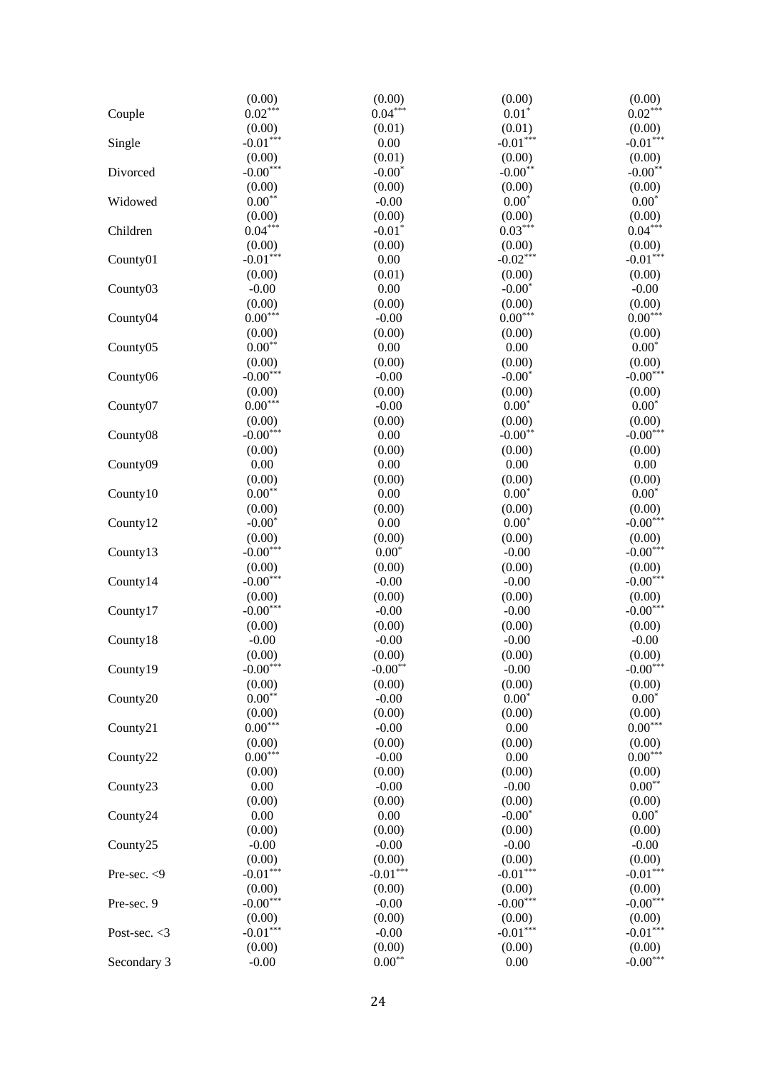| | | | | |
|---|---|---|---|---|
| | (0.00) | (0.00) | (0.00) | (0.00) |
| Couple | 0.02*** | 0.04*** | 0.01* | 0.02*** |
| | (0.00) | (0.01) | (0.01) | (0.00) |
| Single | -0.01*** | 0.00 | -0.01*** | -0.01*** |
| | (0.00) | (0.01) | (0.00) | (0.00) |
| Divorced | -0.00*** | -0.00* | -0.00** | -0.00** |
| | (0.00) | (0.00) | (0.00) | (0.00) |
| Widowed | 0.00** | -0.00 | 0.00* | 0.00* |
| | (0.00) | (0.00) | (0.00) | (0.00) |
| Children | 0.04*** | -0.01* | 0.03*** | 0.04*** |
| | (0.00) | (0.00) | (0.00) | (0.00) |
| County01 | -0.01*** | 0.00 | -0.02*** | -0.01*** |
| | (0.00) | (0.01) | (0.00) | (0.00) |
| County03 | -0.00 | 0.00 | -0.00* | -0.00 |
| | (0.00) | (0.00) | (0.00) | (0.00) |
| County04 | 0.00*** | -0.00 | 0.00*** | 0.00*** |
| | (0.00) | (0.00) | (0.00) | (0.00) |
| County05 | 0.00** | 0.00 | 0.00 | 0.00* |
| | (0.00) | (0.00) | (0.00) | (0.00) |
| County06 | -0.00*** | -0.00 | -0.00* | -0.00*** |
| | (0.00) | (0.00) | (0.00) | (0.00) |
| County07 | 0.00*** | -0.00 | 0.00* | 0.00* |
| | (0.00) | (0.00) | (0.00) | (0.00) |
| County08 | -0.00*** | 0.00 | -0.00** | -0.00*** |
| | (0.00) | (0.00) | (0.00) | (0.00) |
| County09 | 0.00 | 0.00 | 0.00 | 0.00 |
| | (0.00) | (0.00) | (0.00) | (0.00) |
| County10 | 0.00** | 0.00 | 0.00* | 0.00* |
| | (0.00) | (0.00) | (0.00) | (0.00) |
| County12 | -0.00* | 0.00 | 0.00* | -0.00*** |
| | (0.00) | (0.00) | (0.00) | (0.00) |
| County13 | -0.00*** | 0.00* | -0.00 | -0.00*** |
| | (0.00) | (0.00) | (0.00) | (0.00) |
| County14 | -0.00*** | -0.00 | -0.00 | -0.00*** |
| | (0.00) | (0.00) | (0.00) | (0.00) |
| County17 | -0.00*** | -0.00 | -0.00 | -0.00*** |
| | (0.00) | (0.00) | (0.00) | (0.00) |
| County18 | -0.00 | -0.00 | -0.00 | -0.00 |
| | (0.00) | (0.00) | (0.00) | (0.00) |
| County19 | -0.00*** | -0.00** | -0.00 | -0.00*** |
| | (0.00) | (0.00) | (0.00) | (0.00) |
| County20 | 0.00** | -0.00 | 0.00* | 0.00* |
| | (0.00) | (0.00) | (0.00) | (0.00) |
| County21 | 0.00*** | -0.00 | 0.00 | 0.00*** |
| | (0.00) | (0.00) | (0.00) | (0.00) |
| County22 | 0.00*** | -0.00 | 0.00 | 0.00*** |
| | (0.00) | (0.00) | (0.00) | (0.00) |
| County23 | 0.00 | -0.00 | -0.00 | 0.00** |
| | (0.00) | (0.00) | (0.00) | (0.00) |
| County24 | 0.00 | 0.00 | -0.00* | 0.00* |
| | (0.00) | (0.00) | (0.00) | (0.00) |
| County25 | -0.00 | -0.00 | -0.00 | -0.00 |
| | (0.00) | (0.00) | (0.00) | (0.00) |
| Pre-sec. <9 | -0.01*** | -0.01*** | -0.01*** | -0.01*** |
| | (0.00) | (0.00) | (0.00) | (0.00) |
| Pre-sec. 9 | -0.00*** | -0.00 | -0.00*** | -0.00*** |
| | (0.00) | (0.00) | (0.00) | (0.00) |
| Post-sec. <3 | -0.01*** | -0.00 | -0.01*** | -0.01*** |
| | (0.00) | (0.00) | (0.00) | (0.00) |
| Secondary 3 | -0.00 | 0.00** | 0.00 | -0.00*** |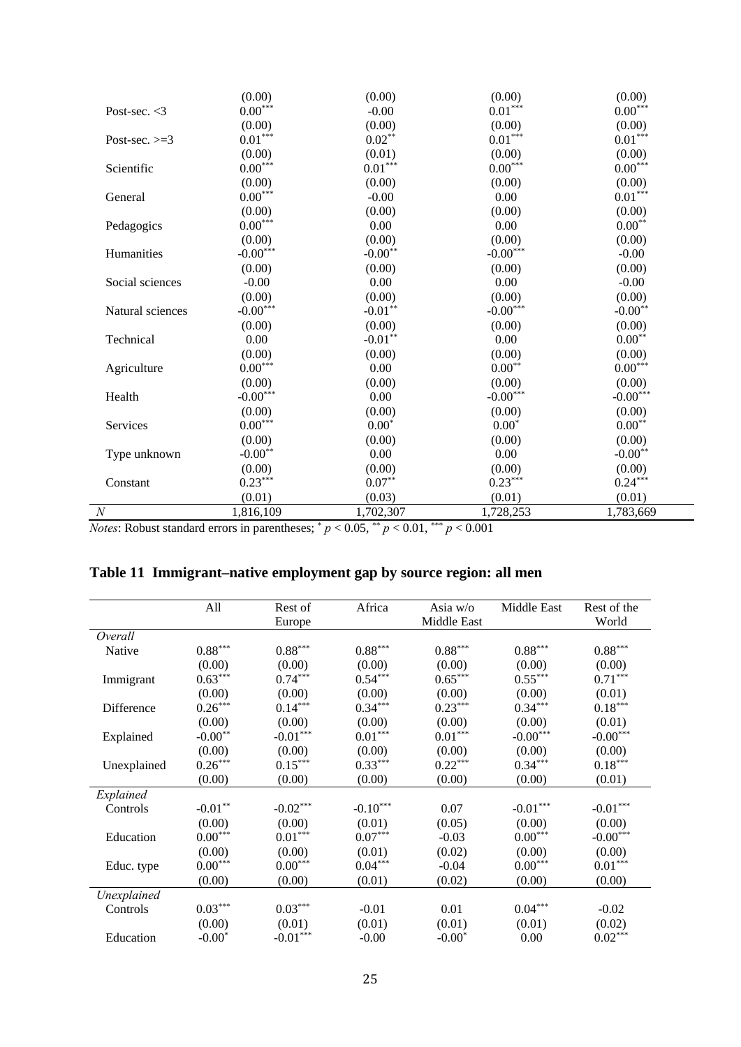| | | | | |
|---|---|---|---|---|
| | (0.00) | (0.00) | (0.00) | (0.00) |
| Post-sec. <3 | 0.00*** | -0.00 | 0.01*** | 0.00*** |
| | (0.00) | (0.00) | (0.00) | (0.00) |
| Post-sec. >=3 | 0.01*** | 0.02** | 0.01*** | 0.01*** |
| | (0.00) | (0.01) | (0.00) | (0.00) |
| Scientific | 0.00*** | 0.01*** | 0.00*** | 0.00*** |
| | (0.00) | (0.00) | (0.00) | (0.00) |
| General | 0.00*** | -0.00 | 0.00 | 0.01*** |
| | (0.00) | (0.00) | (0.00) | (0.00) |
| Pedagogics | 0.00*** | 0.00 | 0.00 | 0.00** |
| | (0.00) | (0.00) | (0.00) | (0.00) |
| Humanities | -0.00*** | -0.00** | -0.00*** | -0.00 |
| | (0.00) | (0.00) | (0.00) | (0.00) |
| Social sciences | -0.00 | 0.00 | 0.00 | -0.00 |
| | (0.00) | (0.00) | (0.00) | (0.00) |
| Natural sciences | -0.00*** | -0.01** | -0.00*** | -0.00** |
| | (0.00) | (0.00) | (0.00) | (0.00) |
| Technical | 0.00 | -0.01** | 0.00 | 0.00** |
| | (0.00) | (0.00) | (0.00) | (0.00) |
| Agriculture | 0.00*** | 0.00 | 0.00** | 0.00*** |
| | (0.00) | (0.00) | (0.00) | (0.00) |
| Health | -0.00*** | 0.00 | -0.00*** | -0.00*** |
| | (0.00) | (0.00) | (0.00) | (0.00) |
| Services | 0.00*** | 0.00* | 0.00* | 0.00** |
| | (0.00) | (0.00) | (0.00) | (0.00) |
| Type unknown | -0.00** | 0.00 | 0.00 | -0.00** |
| | (0.00) | (0.00) | (0.00) | (0.00) |
| Constant | 0.23*** | 0.07** | 0.23*** | 0.24*** |
| | (0.01) | (0.03) | (0.01) | (0.01) |
| *N* | 1,816,109 | 1,702,307 | 1,728,253 | 1,783,669 |

*Notes*: Robust standard errors in parentheses; * $p < 0.05$, ** $p < 0.01$, *** $p < 0.001$

## Table 11 Immigrant–native employment gap by source region: all men

| | All | Rest of Europe | Africa | Asia w/o Middle East | Middle East | Rest of the World |
|---|---|---|---|---|---|---|
| *Overall* | | | | | | |
| Native | 0.88*** | 0.88*** | 0.88*** | 0.88*** | 0.88*** | 0.88*** |
| | (0.00) | (0.00) | (0.00) | (0.00) | (0.00) | (0.00) |
| Immigrant | 0.63*** | 0.74*** | 0.54*** | 0.65*** | 0.55*** | 0.71*** |
| | (0.00) | (0.00) | (0.00) | (0.00) | (0.00) | (0.01) |
| Difference | 0.26*** | 0.14*** | 0.34*** | 0.23*** | 0.34*** | 0.18*** |
| | (0.00) | (0.00) | (0.00) | (0.00) | (0.00) | (0.01) |
| Explained | -0.00** | -0.01*** | 0.01*** | 0.01*** | -0.00*** | -0.00*** |
| | (0.00) | (0.00) | (0.00) | (0.00) | (0.00) | (0.00) |
| Unexplained | 0.26*** | 0.15*** | 0.33*** | 0.22*** | 0.34*** | 0.18*** |
| | (0.00) | (0.00) | (0.00) | (0.00) | (0.00) | (0.01) |
| *Explained* | | | | | | |
| Controls | -0.01** | -0.02*** | -0.10*** | 0.07 | -0.01*** | -0.01*** |
| | (0.00) | (0.00) | (0.01) | (0.05) | (0.00) | (0.00) |
| Education | 0.00*** | 0.01*** | 0.07*** | -0.03 | 0.00*** | -0.00*** |
| | (0.00) | (0.00) | (0.01) | (0.02) | (0.00) | (0.00) |
| Educ. type | 0.00*** | 0.00*** | 0.04*** | -0.04 | 0.00*** | 0.01*** |
| | (0.00) | (0.00) | (0.01) | (0.02) | (0.00) | (0.00) |
| *Unexplained* | | | | | | |
| Controls | 0.03*** | 0.03*** | -0.01 | 0.01 | 0.04*** | -0.02 |
| | (0.00) | (0.01) | (0.01) | (0.01) | (0.01) | (0.02) |
| Education | -0.00* | -0.01*** | -0.00 | -0.00* | 0.00 | 0.02*** |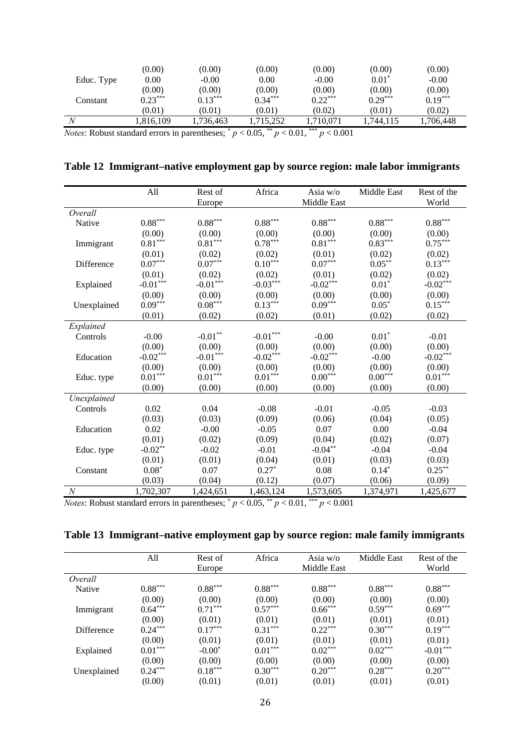| | | | | | | |
|---|---|---|---|---|---|---|
| | (0.00) | (0.00) | (0.00) | (0.00) | (0.00) | (0.00) |
| Educ. Type | 0.00 | -0.00 | 0.00 | -0.00 | 0.01$^{*}$ | -0.00 |
| | (0.00) | (0.00) | (0.00) | (0.00) | (0.00) | (0.00) |
| Constant | 0.23$^{***}$ | 0.13$^{***}$ | 0.34$^{***}$ | 0.22$^{***}$ | 0.29$^{***}$ | 0.19$^{***}$ |
| | (0.01) | (0.01) | (0.01) | (0.02) | (0.01) | (0.02) |
| *N* | 1,816,109 | 1,736,463 | 1,715,252 | 1,710,071 | 1,744,115 | 1,706,448 |

*Notes*: Robust standard errors in parentheses; $^{*}$ $p < 0.05$, $^{**}$ $p < 0.01$, $^{***}$ $p < 0.001$

## Table 12 Immigrant–native employment gap by source region: male labor immigrants

| | All | Rest of Europe | Africa | Asia w/o Middle East | Middle East | Rest of the World |
|---|---|---|---|---|---|---|
| *Overall* | | | | | | |
| Native | 0.88$^{***}$ | 0.88$^{***}$ | 0.88$^{***}$ | 0.88$^{***}$ | 0.88$^{***}$ | 0.88$^{***}$ |
| | (0.00) | (0.00) | (0.00) | (0.00) | (0.00) | (0.00) |
| Immigrant | 0.81$^{***}$ | 0.81$^{***}$ | 0.78$^{***}$ | 0.81$^{***}$ | 0.83$^{***}$ | 0.75$^{***}$ |
| | (0.01) | (0.02) | (0.02) | (0.01) | (0.02) | (0.02) |
| Difference | 0.07$^{***}$ | 0.07$^{***}$ | 0.10$^{***}$ | 0.07$^{***}$ | 0.05$^{**}$ | 0.13$^{***}$ |
| | (0.01) | (0.02) | (0.02) | (0.01) | (0.02) | (0.02) |
| Explained | -0.01$^{***}$ | -0.01$^{***}$ | -0.03$^{***}$ | -0.02$^{***}$ | 0.01$^{*}$ | -0.02$^{***}$ |
| | (0.00) | (0.00) | (0.00) | (0.00) | (0.00) | (0.00) |
| Unexplained | 0.09$^{***}$ | 0.08$^{***}$ | 0.13$^{***}$ | 0.09$^{***}$ | 0.05$^{*}$ | 0.15$^{***}$ |
| | (0.01) | (0.02) | (0.02) | (0.01) | (0.02) | (0.02) |
| *Explained* | | | | | | |
| Controls | -0.00 | -0.01$^{**}$ | -0.01$^{***}$ | -0.00 | 0.01$^{*}$ | -0.01 |
| | (0.00) | (0.00) | (0.00) | (0.00) | (0.00) | (0.00) |
| Education | -0.02$^{***}$ | -0.01$^{***}$ | -0.02$^{***}$ | -0.02$^{***}$ | -0.00 | -0.02$^{***}$ |
| | (0.00) | (0.00) | (0.00) | (0.00) | (0.00) | (0.00) |
| Educ. type | 0.01$^{***}$ | 0.01$^{***}$ | 0.01$^{***}$ | 0.00$^{***}$ | 0.00$^{***}$ | 0.01$^{***}$ |
| | (0.00) | (0.00) | (0.00) | (0.00) | (0.00) | (0.00) |
| *Unexplained* | | | | | | |
| Controls | 0.02 | 0.04 | -0.08 | -0.01 | -0.05 | -0.03 |
| | (0.03) | (0.03) | (0.09) | (0.06) | (0.04) | (0.05) |
| Education | 0.02 | -0.00 | -0.05 | 0.07 | 0.00 | -0.04 |
| | (0.01) | (0.02) | (0.09) | (0.04) | (0.02) | (0.07) |
| Educ. type | -0.02$^{**}$ | -0.02 | -0.01 | -0.04$^{**}$ | -0.04 | -0.04 |
| | (0.01) | (0.01) | (0.04) | (0.01) | (0.03) | (0.03) |
| Constant | 0.08$^{*}$ | 0.07 | 0.27$^{*}$ | 0.08 | 0.14$^{*}$ | 0.25$^{**}$ |
| | (0.03) | (0.04) | (0.12) | (0.07) | (0.06) | (0.09) |
| *N* | 1,702,307 | 1,424,651 | 1,463,124 | 1,573,605 | 1,374,971 | 1,425,677 |

*Notes*: Robust standard errors in parentheses; $^{*}$ $p < 0.05$, $^{**}$ $p < 0.01$, $^{***}$ $p < 0.001$

## Table 13 Immigrant–native employment gap by source region: male family immigrants

| | All | Rest of Europe | Africa | Asia w/o Middle East | Middle East | Rest of the World |
|---|---|---|---|---|---|---|
| *Overall* | | | | | | |
| Native | 0.88$^{***}$ | 0.88$^{***}$ | 0.88$^{***}$ | 0.88$^{***}$ | 0.88$^{***}$ | 0.88$^{***}$ |
| | (0.00) | (0.00) | (0.00) | (0.00) | (0.00) | (0.00) |
| Immigrant | 0.64$^{***}$ | 0.71$^{***}$ | 0.57$^{***}$ | 0.66$^{***}$ | 0.59$^{***}$ | 0.69$^{***}$ |
| | (0.00) | (0.01) | (0.01) | (0.01) | (0.01) | (0.01) |
| Difference | 0.24$^{***}$ | 0.17$^{***}$ | 0.31$^{***}$ | 0.22$^{***}$ | 0.30$^{***}$ | 0.19$^{***}$ |
| | (0.00) | (0.01) | (0.01) | (0.01) | (0.01) | (0.01) |
| Explained | 0.01$^{***}$ | -0.00$^{*}$ | 0.01$^{***}$ | 0.02$^{***}$ | 0.02$^{***}$ | -0.01$^{***}$ |
| | (0.00) | (0.00) | (0.00) | (0.00) | (0.00) | (0.00) |
| Unexplained | 0.24$^{***}$ | 0.18$^{***}$ | 0.30$^{***}$ | 0.20$^{***}$ | 0.28$^{***}$ | 0.20$^{***}$ |
| | (0.00) | (0.01) | (0.01) | (0.01) | (0.01) | (0.01) |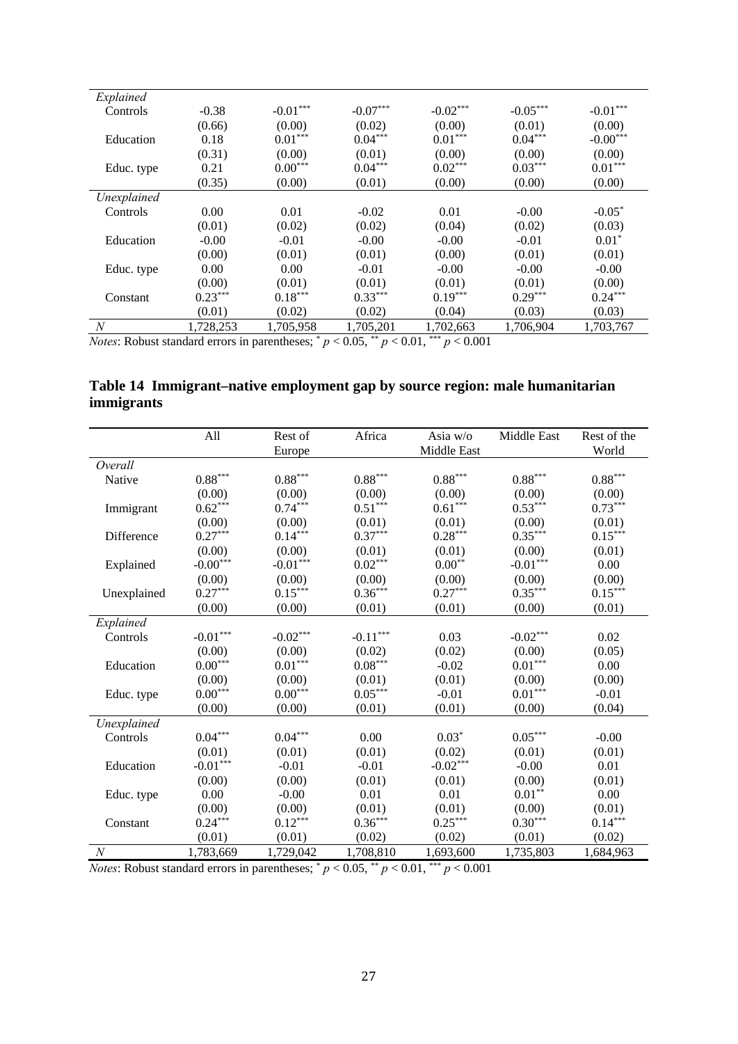| | | | | | | |
|---|---|---|---|---|---|---|
| *Explained* | | | | | | |
| Controls | -0.38 | -0.01*** | -0.07*** | -0.02*** | -0.05*** | -0.01*** |
| | (0.66) | (0.00) | (0.02) | (0.00) | (0.01) | (0.00) |
| Education | 0.18 | 0.01*** | 0.04*** | 0.01*** | 0.04*** | -0.00*** |
| | (0.31) | (0.00) | (0.01) | (0.00) | (0.00) | (0.00) |
| Educ. type | 0.21 | 0.00*** | 0.04*** | 0.02*** | 0.03*** | 0.01*** |
| | (0.35) | (0.00) | (0.01) | (0.00) | (0.00) | (0.00) |
| *Unexplained* | | | | | | |
| Controls | 0.00 | 0.01 | -0.02 | 0.01 | -0.00 | -0.05* |
| | (0.01) | (0.02) | (0.02) | (0.04) | (0.02) | (0.03) |
| Education | -0.00 | -0.01 | -0.00 | -0.00 | -0.01 | 0.01* |
| | (0.00) | (0.01) | (0.01) | (0.00) | (0.01) | (0.01) |
| Educ. type | 0.00 | 0.00 | -0.01 | -0.00 | -0.00 | -0.00 |
| | (0.00) | (0.01) | (0.01) | (0.01) | (0.01) | (0.00) |
| Constant | 0.23*** | 0.18*** | 0.33*** | 0.19*** | 0.29*** | 0.24*** |
| | (0.01) | (0.02) | (0.02) | (0.04) | (0.03) | (0.03) |
| *N* | 1,728,253 | 1,705,958 | 1,705,201 | 1,702,663 | 1,706,904 | 1,703,767 |

*Notes*: Robust standard errors in parentheses; * $p < 0.05$, ** $p < 0.01$, *** $p < 0.001$

## Table 14 Immigrant–native employment gap by source region: male humanitarian immigrants

| | All | Rest of Europe | Africa | Asia w/o Middle East | Middle East | Rest of the World |
|---|---|---|---|---|---|---|
| *Overall* | | | | | | |
| Native | 0.88*** | 0.88*** | 0.88*** | 0.88*** | 0.88*** | 0.88*** |
| | (0.00) | (0.00) | (0.00) | (0.00) | (0.00) | (0.00) |
| Immigrant | 0.62*** | 0.74*** | 0.51*** | 0.61*** | 0.53*** | 0.73*** |
| | (0.00) | (0.00) | (0.01) | (0.01) | (0.00) | (0.01) |
| Difference | 0.27*** | 0.14*** | 0.37*** | 0.28*** | 0.35*** | 0.15*** |
| | (0.00) | (0.00) | (0.01) | (0.01) | (0.00) | (0.01) |
| Explained | -0.00*** | -0.01*** | 0.02*** | 0.00** | -0.01*** | 0.00 |
| | (0.00) | (0.00) | (0.00) | (0.00) | (0.00) | (0.00) |
| Unexplained | 0.27*** | 0.15*** | 0.36*** | 0.27*** | 0.35*** | 0.15*** |
| | (0.00) | (0.00) | (0.01) | (0.01) | (0.00) | (0.01) |
| *Explained* | | | | | | |
| Controls | -0.01*** | -0.02*** | -0.11*** | 0.03 | -0.02*** | 0.02 |
| | (0.00) | (0.00) | (0.02) | (0.02) | (0.00) | (0.05) |
| Education | 0.00*** | 0.01*** | 0.08*** | -0.02 | 0.01*** | 0.00 |
| | (0.00) | (0.00) | (0.01) | (0.01) | (0.00) | (0.00) |
| Educ. type | 0.00*** | 0.00*** | 0.05*** | -0.01 | 0.01*** | -0.01 |
| | (0.00) | (0.00) | (0.01) | (0.01) | (0.00) | (0.04) |
| *Unexplained* | | | | | | |
| Controls | 0.04*** | 0.04*** | 0.00 | 0.03* | 0.05*** | -0.00 |
| | (0.01) | (0.01) | (0.01) | (0.02) | (0.01) | (0.01) |
| Education | -0.01*** | -0.01 | -0.01 | -0.02*** | -0.00 | 0.01 |
| | (0.00) | (0.00) | (0.01) | (0.01) | (0.00) | (0.01) |
| Educ. type | 0.00 | -0.00 | 0.01 | 0.01 | 0.01** | 0.00 |
| | (0.00) | (0.00) | (0.01) | (0.01) | (0.00) | (0.01) |
| Constant | 0.24*** | 0.12*** | 0.36*** | 0.25*** | 0.30*** | 0.14*** |
| | (0.01) | (0.01) | (0.02) | (0.02) | (0.01) | (0.02) |
| *N* | 1,783,669 | 1,729,042 | 1,708,810 | 1,693,600 | 1,735,803 | 1,684,963 |

*Notes*: Robust standard errors in parentheses; * $p < 0.05$, ** $p < 0.01$, *** $p < 0.001$